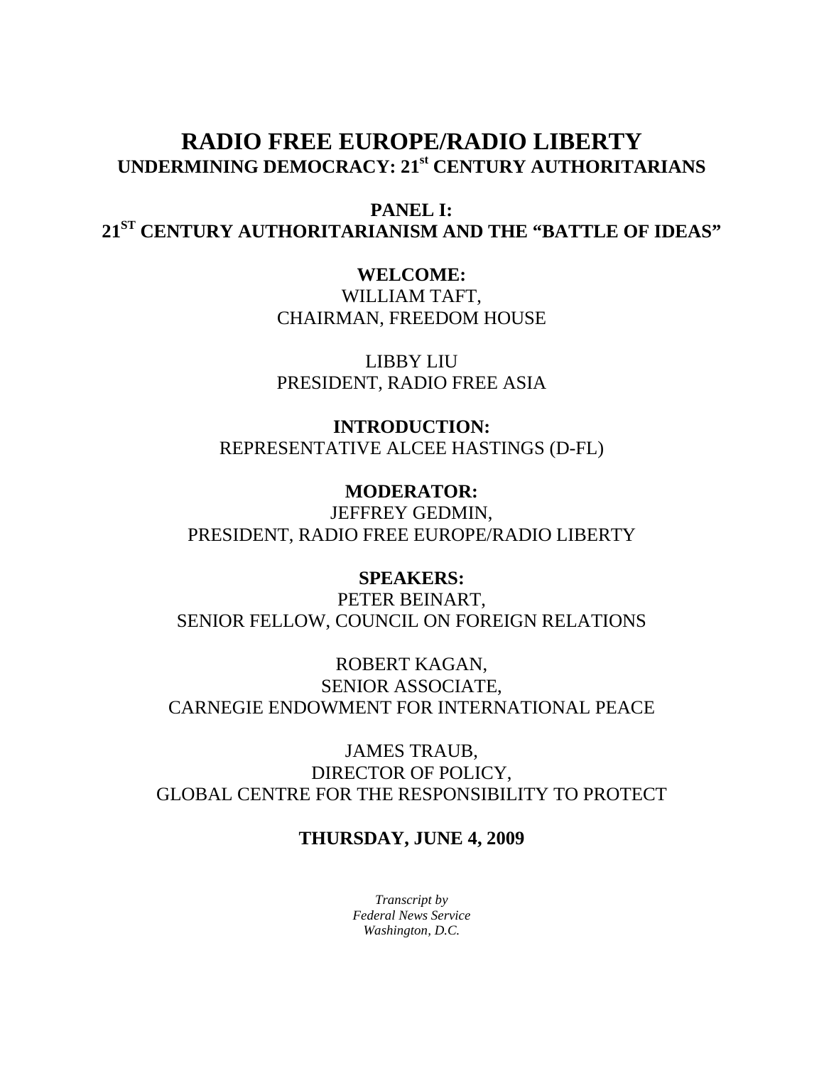# RADIO FREE EUROPE/RADIO LIBERTY

## UNDERMINING DEMOCRACY: 21st CENTURY AUTHORITARIANS

## PANEL I:
## 21ST CENTURY AUTHORITARIANISM AND THE "BATTLE OF IDEAS"

**WELCOME:**

WILLIAM TAFT,
CHAIRMAN, FREEDOM HOUSE

LIBBY LIU
PRESIDENT, RADIO FREE ASIA

**INTRODUCTION:**

REPRESENTATIVE ALCEE HASTINGS (D-FL)

**MODERATOR:**

JEFFREY GEDMIN,
PRESIDENT, RADIO FREE EUROPE/RADIO LIBERTY

**SPEAKERS:**

PETER BEINART,
SENIOR FELLOW, COUNCIL ON FOREIGN RELATIONS

ROBERT KAGAN,
SENIOR ASSOCIATE,
CARNEGIE ENDOWMENT FOR INTERNATIONAL PEACE

JAMES TRAUB,
DIRECTOR OF POLICY,
GLOBAL CENTRE FOR THE RESPONSIBILITY TO PROTECT

**THURSDAY, JUNE 4, 2009**

*Transcript by*
*Federal News Service*
*Washington, D.C.*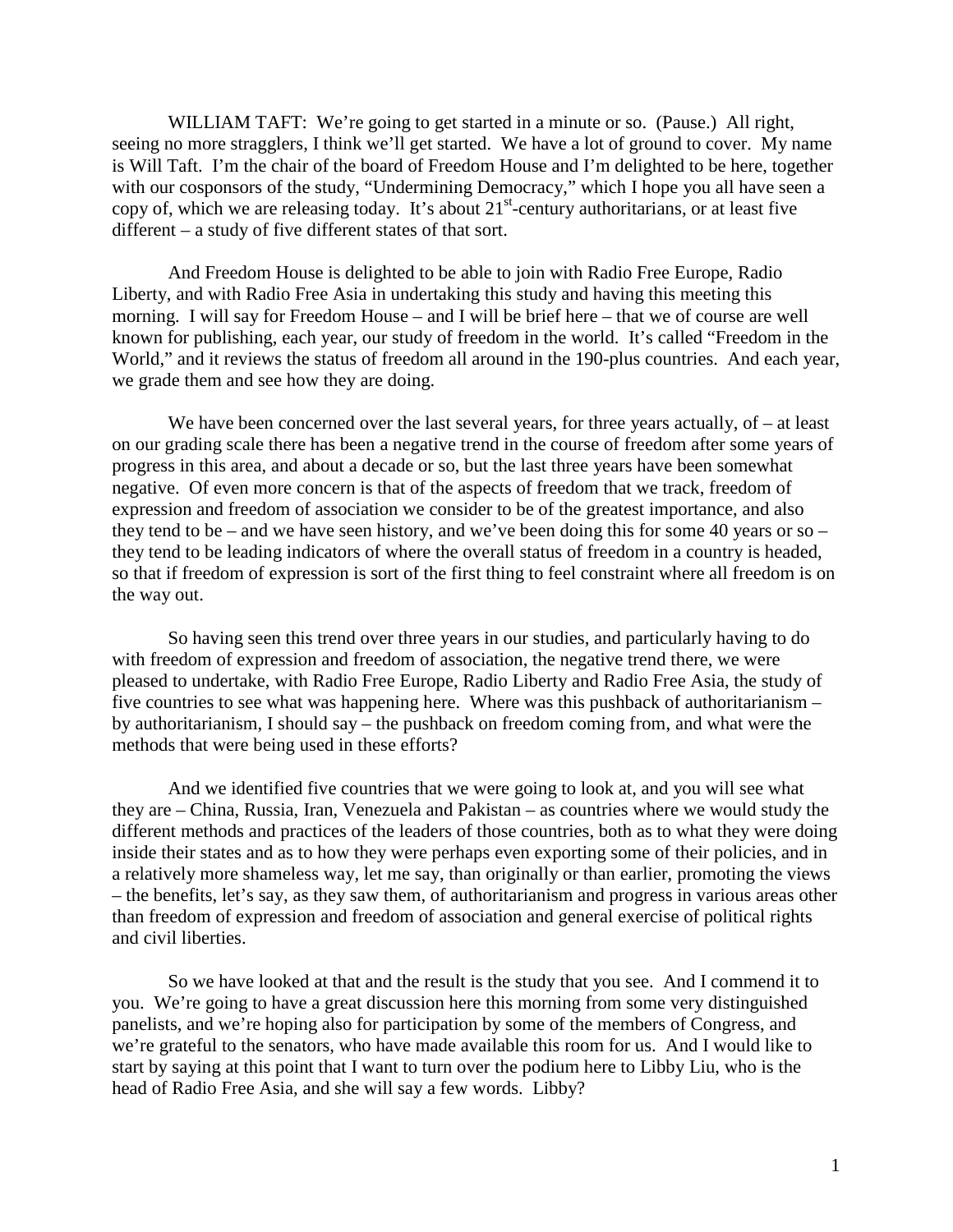WILLIAM TAFT: We're going to get started in a minute or so. (Pause.) All right, seeing no more stragglers, I think we'll get started. We have a lot of ground to cover. My name is Will Taft. I'm the chair of the board of Freedom House and I'm delighted to be here, together with our cosponsors of the study, "Undermining Democracy," which I hope you all have seen a copy of, which we are releasing today. It's about 21st-century authoritarians, or at least five different – a study of five different states of that sort.

And Freedom House is delighted to be able to join with Radio Free Europe, Radio Liberty, and with Radio Free Asia in undertaking this study and having this meeting this morning. I will say for Freedom House – and I will be brief here – that we of course are well known for publishing, each year, our study of freedom in the world. It's called "Freedom in the World," and it reviews the status of freedom all around in the 190-plus countries. And each year, we grade them and see how they are doing.

We have been concerned over the last several years, for three years actually, of – at least on our grading scale there has been a negative trend in the course of freedom after some years of progress in this area, and about a decade or so, but the last three years have been somewhat negative. Of even more concern is that of the aspects of freedom that we track, freedom of expression and freedom of association we consider to be of the greatest importance, and also they tend to be – and we have seen history, and we've been doing this for some 40 years or so – they tend to be leading indicators of where the overall status of freedom in a country is headed, so that if freedom of expression is sort of the first thing to feel constraint where all freedom is on the way out.

So having seen this trend over three years in our studies, and particularly having to do with freedom of expression and freedom of association, the negative trend there, we were pleased to undertake, with Radio Free Europe, Radio Liberty and Radio Free Asia, the study of five countries to see what was happening here. Where was this pushback of authoritarianism – by authoritarianism, I should say – the pushback on freedom coming from, and what were the methods that were being used in these efforts?

And we identified five countries that we were going to look at, and you will see what they are – China, Russia, Iran, Venezuela and Pakistan – as countries where we would study the different methods and practices of the leaders of those countries, both as to what they were doing inside their states and as to how they were perhaps even exporting some of their policies, and in a relatively more shameless way, let me say, than originally or than earlier, promoting the views – the benefits, let's say, as they saw them, of authoritarianism and progress in various areas other than freedom of expression and freedom of association and general exercise of political rights and civil liberties.

So we have looked at that and the result is the study that you see. And I commend it to you. We're going to have a great discussion here this morning from some very distinguished panelists, and we're hoping also for participation by some of the members of Congress, and we're grateful to the senators, who have made available this room for us. And I would like to start by saying at this point that I want to turn over the podium here to Libby Liu, who is the head of Radio Free Asia, and she will say a few words. Libby?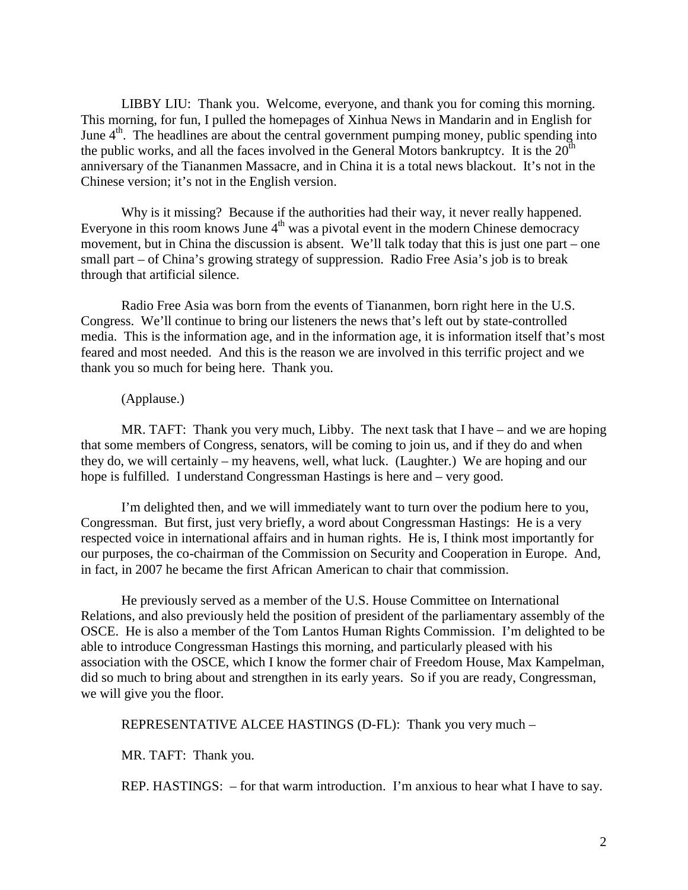LIBBY LIU: Thank you. Welcome, everyone, and thank you for coming this morning. This morning, for fun, I pulled the homepages of Xinhua News in Mandarin and in English for June 4th. The headlines are about the central government pumping money, public spending into the public works, and all the faces involved in the General Motors bankruptcy. It is the 20th anniversary of the Tiananmen Massacre, and in China it is a total news blackout. It's not in the Chinese version; it's not in the English version.

Why is it missing? Because if the authorities had their way, it never really happened. Everyone in this room knows June 4th was a pivotal event in the modern Chinese democracy movement, but in China the discussion is absent. We'll talk today that this is just one part – one small part – of China's growing strategy of suppression. Radio Free Asia's job is to break through that artificial silence.

Radio Free Asia was born from the events of Tiananmen, born right here in the U.S. Congress. We'll continue to bring our listeners the news that's left out by state-controlled media. This is the information age, and in the information age, it is information itself that's most feared and most needed. And this is the reason we are involved in this terrific project and we thank you so much for being here. Thank you.

(Applause.)

MR. TAFT: Thank you very much, Libby. The next task that I have – and we are hoping that some members of Congress, senators, will be coming to join us, and if they do and when they do, we will certainly – my heavens, well, what luck. (Laughter.) We are hoping and our hope is fulfilled. I understand Congressman Hastings is here and – very good.

I'm delighted then, and we will immediately want to turn over the podium here to you, Congressman. But first, just very briefly, a word about Congressman Hastings: He is a very respected voice in international affairs and in human rights. He is, I think most importantly for our purposes, the co-chairman of the Commission on Security and Cooperation in Europe. And, in fact, in 2007 he became the first African American to chair that commission.

He previously served as a member of the U.S. House Committee on International Relations, and also previously held the position of president of the parliamentary assembly of the OSCE. He is also a member of the Tom Lantos Human Rights Commission. I'm delighted to be able to introduce Congressman Hastings this morning, and particularly pleased with his association with the OSCE, which I know the former chair of Freedom House, Max Kampelman, did so much to bring about and strengthen in its early years. So if you are ready, Congressman, we will give you the floor.

REPRESENTATIVE ALCEE HASTINGS (D-FL): Thank you very much –

MR. TAFT: Thank you.

REP. HASTINGS: – for that warm introduction. I'm anxious to hear what I have to say.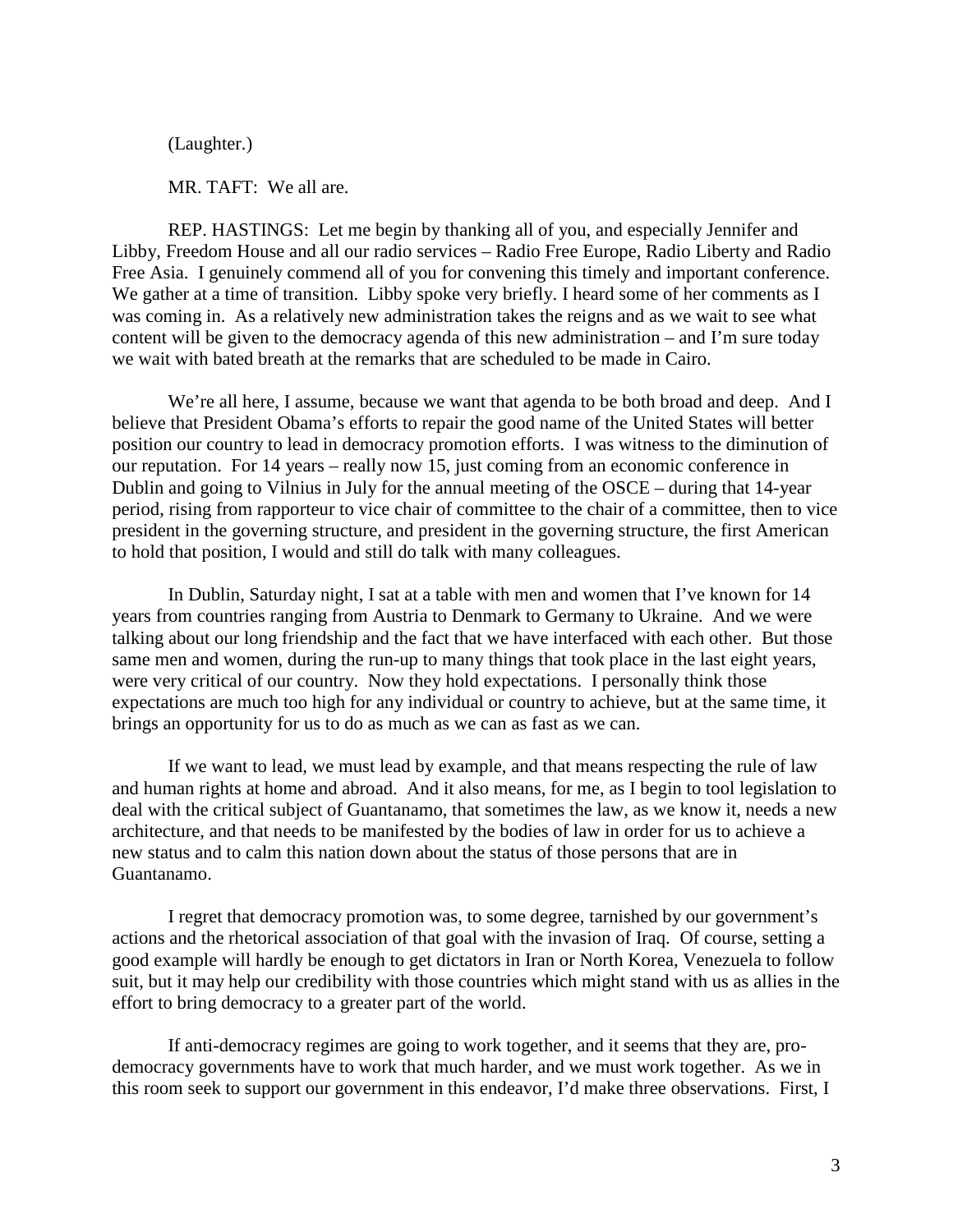(Laughter.)

MR. TAFT: We all are.

REP. HASTINGS: Let me begin by thanking all of you, and especially Jennifer and Libby, Freedom House and all our radio services – Radio Free Europe, Radio Liberty and Radio Free Asia. I genuinely commend all of you for convening this timely and important conference. We gather at a time of transition. Libby spoke very briefly. I heard some of her comments as I was coming in. As a relatively new administration takes the reigns and as we wait to see what content will be given to the democracy agenda of this new administration – and I'm sure today we wait with bated breath at the remarks that are scheduled to be made in Cairo.

We're all here, I assume, because we want that agenda to be both broad and deep. And I believe that President Obama's efforts to repair the good name of the United States will better position our country to lead in democracy promotion efforts. I was witness to the diminution of our reputation. For 14 years – really now 15, just coming from an economic conference in Dublin and going to Vilnius in July for the annual meeting of the OSCE – during that 14-year period, rising from rapporteur to vice chair of committee to the chair of a committee, then to vice president in the governing structure, and president in the governing structure, the first American to hold that position, I would and still do talk with many colleagues.

In Dublin, Saturday night, I sat at a table with men and women that I've known for 14 years from countries ranging from Austria to Denmark to Germany to Ukraine. And we were talking about our long friendship and the fact that we have interfaced with each other. But those same men and women, during the run-up to many things that took place in the last eight years, were very critical of our country. Now they hold expectations. I personally think those expectations are much too high for any individual or country to achieve, but at the same time, it brings an opportunity for us to do as much as we can as fast as we can.

If we want to lead, we must lead by example, and that means respecting the rule of law and human rights at home and abroad. And it also means, for me, as I begin to tool legislation to deal with the critical subject of Guantanamo, that sometimes the law, as we know it, needs a new architecture, and that needs to be manifested by the bodies of law in order for us to achieve a new status and to calm this nation down about the status of those persons that are in Guantanamo.

I regret that democracy promotion was, to some degree, tarnished by our government's actions and the rhetorical association of that goal with the invasion of Iraq. Of course, setting a good example will hardly be enough to get dictators in Iran or North Korea, Venezuela to follow suit, but it may help our credibility with those countries which might stand with us as allies in the effort to bring democracy to a greater part of the world.

If anti-democracy regimes are going to work together, and it seems that they are, pro-democracy governments have to work that much harder, and we must work together. As we in this room seek to support our government in this endeavor, I'd make three observations. First, I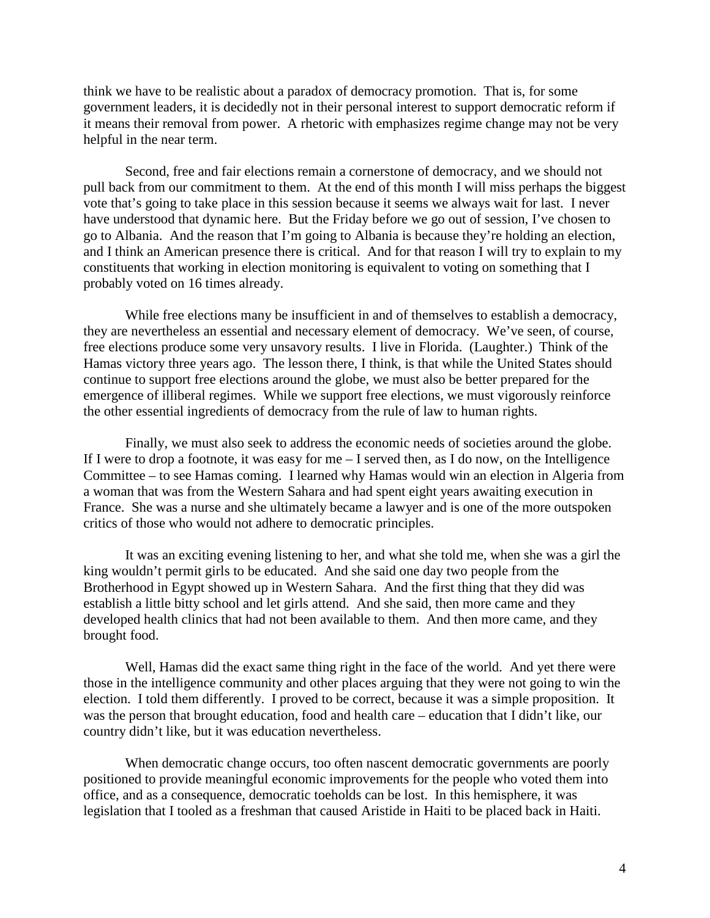think we have to be realistic about a paradox of democracy promotion. That is, for some government leaders, it is decidedly not in their personal interest to support democratic reform if it means their removal from power. A rhetoric with emphasizes regime change may not be very helpful in the near term.

Second, free and fair elections remain a cornerstone of democracy, and we should not pull back from our commitment to them. At the end of this month I will miss perhaps the biggest vote that's going to take place in this session because it seems we always wait for last. I never have understood that dynamic here. But the Friday before we go out of session, I've chosen to go to Albania. And the reason that I'm going to Albania is because they're holding an election, and I think an American presence there is critical. And for that reason I will try to explain to my constituents that working in election monitoring is equivalent to voting on something that I probably voted on 16 times already.

While free elections many be insufficient in and of themselves to establish a democracy, they are nevertheless an essential and necessary element of democracy. We've seen, of course, free elections produce some very unsavory results. I live in Florida. (Laughter.) Think of the Hamas victory three years ago. The lesson there, I think, is that while the United States should continue to support free elections around the globe, we must also be better prepared for the emergence of illiberal regimes. While we support free elections, we must vigorously reinforce the other essential ingredients of democracy from the rule of law to human rights.

Finally, we must also seek to address the economic needs of societies around the globe. If I were to drop a footnote, it was easy for me – I served then, as I do now, on the Intelligence Committee – to see Hamas coming. I learned why Hamas would win an election in Algeria from a woman that was from the Western Sahara and had spent eight years awaiting execution in France. She was a nurse and she ultimately became a lawyer and is one of the more outspoken critics of those who would not adhere to democratic principles.

It was an exciting evening listening to her, and what she told me, when she was a girl the king wouldn't permit girls to be educated. And she said one day two people from the Brotherhood in Egypt showed up in Western Sahara. And the first thing that they did was establish a little bitty school and let girls attend. And she said, then more came and they developed health clinics that had not been available to them. And then more came, and they brought food.

Well, Hamas did the exact same thing right in the face of the world. And yet there were those in the intelligence community and other places arguing that they were not going to win the election. I told them differently. I proved to be correct, because it was a simple proposition. It was the person that brought education, food and health care – education that I didn't like, our country didn't like, but it was education nevertheless.

When democratic change occurs, too often nascent democratic governments are poorly positioned to provide meaningful economic improvements for the people who voted them into office, and as a consequence, democratic toeholds can be lost. In this hemisphere, it was legislation that I tooled as a freshman that caused Aristide in Haiti to be placed back in Haiti.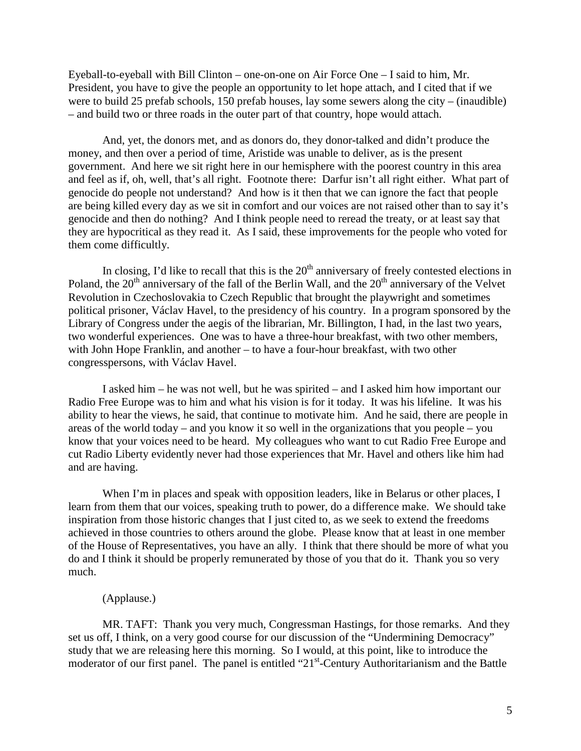Eyeball-to-eyeball with Bill Clinton – one-on-one on Air Force One – I said to him, Mr. President, you have to give the people an opportunity to let hope attach, and I cited that if we were to build 25 prefab schools, 150 prefab houses, lay some sewers along the city – (inaudible) – and build two or three roads in the outer part of that country, hope would attach.

And, yet, the donors met, and as donors do, they donor-talked and didn't produce the money, and then over a period of time, Aristide was unable to deliver, as is the present government. And here we sit right here in our hemisphere with the poorest country in this area and feel as if, oh, well, that's all right. Footnote there: Darfur isn't all right either. What part of genocide do people not understand? And how is it then that we can ignore the fact that people are being killed every day as we sit in comfort and our voices are not raised other than to say it's genocide and then do nothing? And I think people need to reread the treaty, or at least say that they are hypocritical as they read it. As I said, these improvements for the people who voted for them come difficultly.

In closing, I'd like to recall that this is the 20th anniversary of freely contested elections in Poland, the 20th anniversary of the fall of the Berlin Wall, and the 20th anniversary of the Velvet Revolution in Czechoslovakia to Czech Republic that brought the playwright and sometimes political prisoner, Václav Havel, to the presidency of his country. In a program sponsored by the Library of Congress under the aegis of the librarian, Mr. Billington, I had, in the last two years, two wonderful experiences. One was to have a three-hour breakfast, with two other members, with John Hope Franklin, and another – to have a four-hour breakfast, with two other congresspersons, with Václav Havel.

I asked him – he was not well, but he was spirited – and I asked him how important our Radio Free Europe was to him and what his vision is for it today. It was his lifeline. It was his ability to hear the views, he said, that continue to motivate him. And he said, there are people in areas of the world today – and you know it so well in the organizations that you people – you know that your voices need to be heard. My colleagues who want to cut Radio Free Europe and cut Radio Liberty evidently never had those experiences that Mr. Havel and others like him had and are having.

When I'm in places and speak with opposition leaders, like in Belarus or other places, I learn from them that our voices, speaking truth to power, do a difference make. We should take inspiration from those historic changes that I just cited to, as we seek to extend the freedoms achieved in those countries to others around the globe. Please know that at least in one member of the House of Representatives, you have an ally. I think that there should be more of what you do and I think it should be properly remunerated by those of you that do it. Thank you so very much.

(Applause.)

MR. TAFT: Thank you very much, Congressman Hastings, for those remarks. And they set us off, I think, on a very good course for our discussion of the "Undermining Democracy" study that we are releasing here this morning. So I would, at this point, like to introduce the moderator of our first panel. The panel is entitled "21st-Century Authoritarianism and the Battle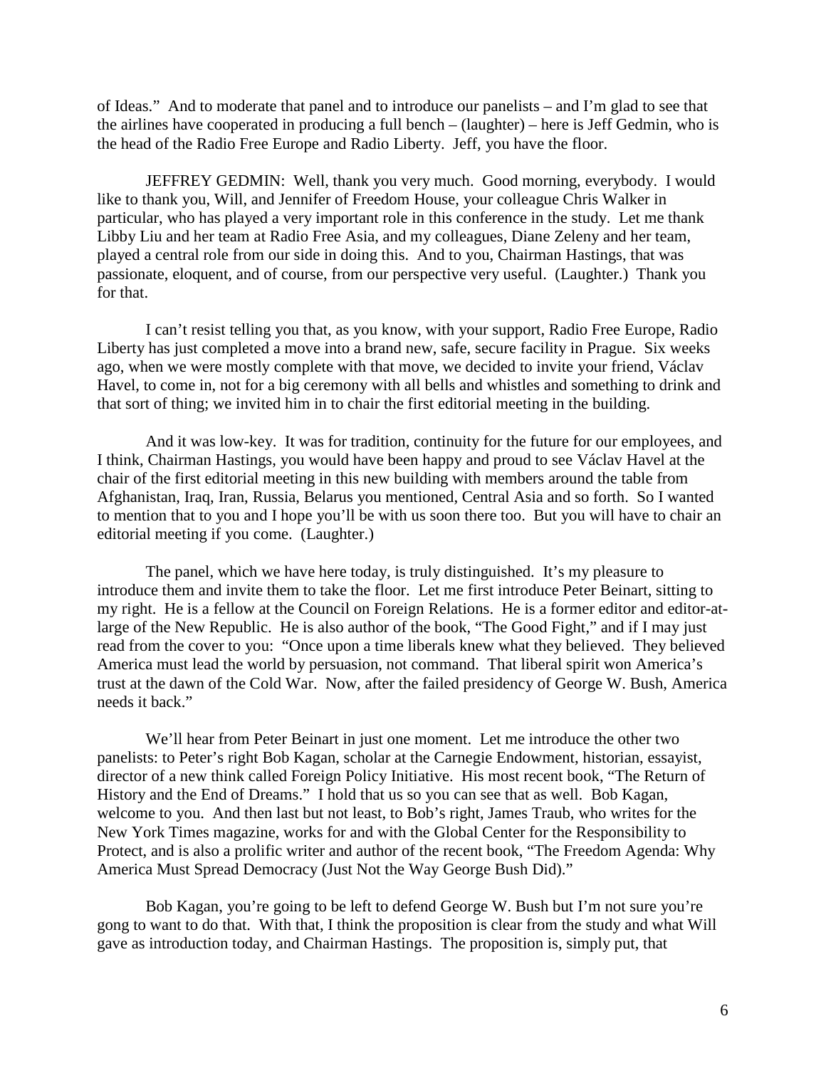of Ideas." And to moderate that panel and to introduce our panelists – and I'm glad to see that the airlines have cooperated in producing a full bench – (laughter) – here is Jeff Gedmin, who is the head of the Radio Free Europe and Radio Liberty. Jeff, you have the floor.

JEFFREY GEDMIN: Well, thank you very much. Good morning, everybody. I would like to thank you, Will, and Jennifer of Freedom House, your colleague Chris Walker in particular, who has played a very important role in this conference in the study. Let me thank Libby Liu and her team at Radio Free Asia, and my colleagues, Diane Zeleny and her team, played a central role from our side in doing this. And to you, Chairman Hastings, that was passionate, eloquent, and of course, from our perspective very useful. (Laughter.) Thank you for that.

I can't resist telling you that, as you know, with your support, Radio Free Europe, Radio Liberty has just completed a move into a brand new, safe, secure facility in Prague. Six weeks ago, when we were mostly complete with that move, we decided to invite your friend, Václav Havel, to come in, not for a big ceremony with all bells and whistles and something to drink and that sort of thing; we invited him in to chair the first editorial meeting in the building.

And it was low-key. It was for tradition, continuity for the future for our employees, and I think, Chairman Hastings, you would have been happy and proud to see Václav Havel at the chair of the first editorial meeting in this new building with members around the table from Afghanistan, Iraq, Iran, Russia, Belarus you mentioned, Central Asia and so forth. So I wanted to mention that to you and I hope you'll be with us soon there too. But you will have to chair an editorial meeting if you come. (Laughter.)

The panel, which we have here today, is truly distinguished. It's my pleasure to introduce them and invite them to take the floor. Let me first introduce Peter Beinart, sitting to my right. He is a fellow at the Council on Foreign Relations. He is a former editor and editor-at-large of the New Republic. He is also author of the book, "The Good Fight," and if I may just read from the cover to you: "Once upon a time liberals knew what they believed. They believed America must lead the world by persuasion, not command. That liberal spirit won America's trust at the dawn of the Cold War. Now, after the failed presidency of George W. Bush, America needs it back."

We'll hear from Peter Beinart in just one moment. Let me introduce the other two panelists: to Peter's right Bob Kagan, scholar at the Carnegie Endowment, historian, essayist, director of a new think called Foreign Policy Initiative. His most recent book, "The Return of History and the End of Dreams." I hold that us so you can see that as well. Bob Kagan, welcome to you. And then last but not least, to Bob's right, James Traub, who writes for the New York Times magazine, works for and with the Global Center for the Responsibility to Protect, and is also a prolific writer and author of the recent book, "The Freedom Agenda: Why America Must Spread Democracy (Just Not the Way George Bush Did)."

Bob Kagan, you're going to be left to defend George W. Bush but I'm not sure you're gong to want to do that. With that, I think the proposition is clear from the study and what Will gave as introduction today, and Chairman Hastings. The proposition is, simply put, that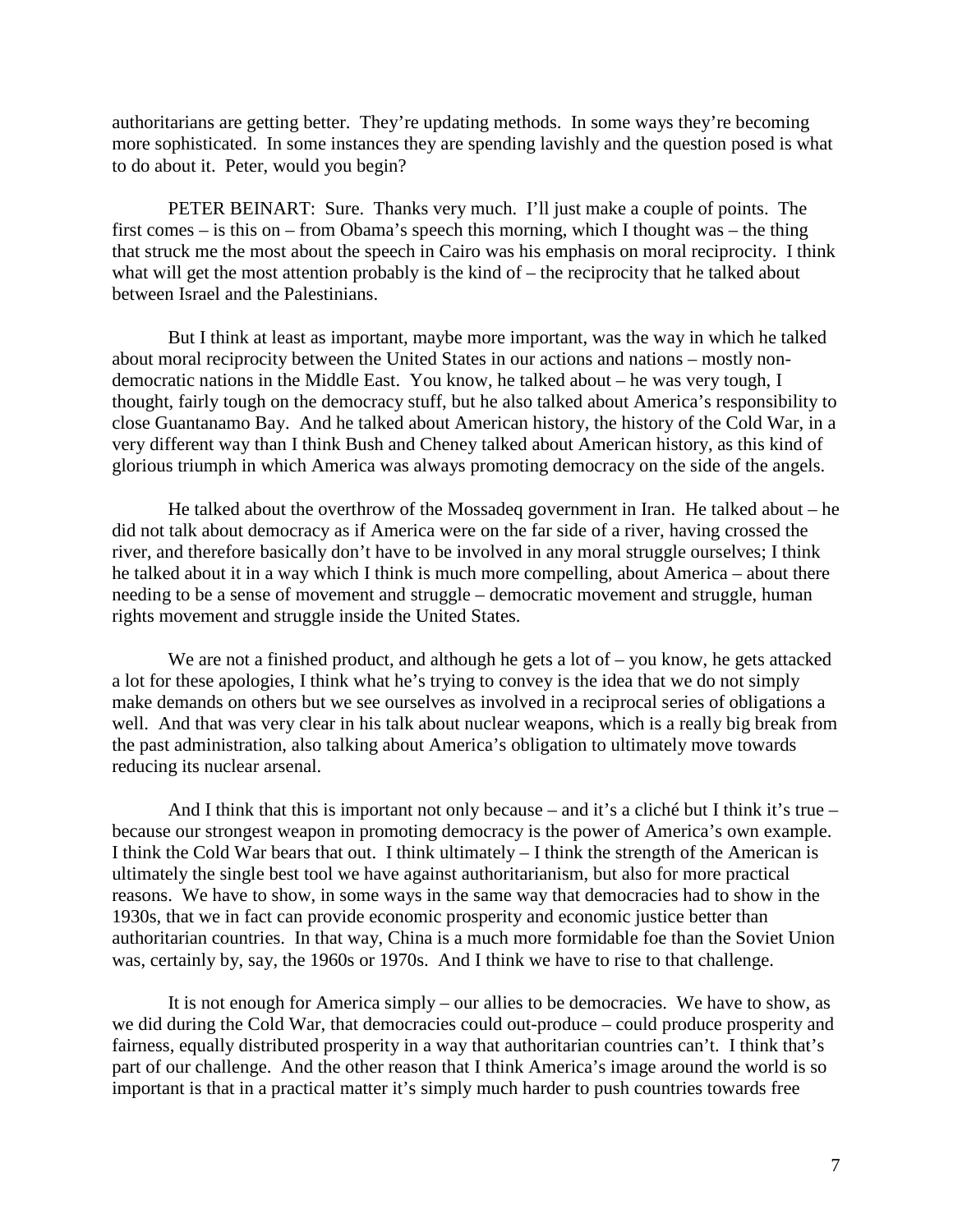authoritarians are getting better. They're updating methods. In some ways they're becoming more sophisticated. In some instances they are spending lavishly and the question posed is what to do about it. Peter, would you begin?

PETER BEINART: Sure. Thanks very much. I'll just make a couple of points. The first comes – is this on – from Obama's speech this morning, which I thought was – the thing that struck me the most about the speech in Cairo was his emphasis on moral reciprocity. I think what will get the most attention probably is the kind of – the reciprocity that he talked about between Israel and the Palestinians.

But I think at least as important, maybe more important, was the way in which he talked about moral reciprocity between the United States in our actions and nations – mostly non-democratic nations in the Middle East. You know, he talked about – he was very tough, I thought, fairly tough on the democracy stuff, but he also talked about America's responsibility to close Guantanamo Bay. And he talked about American history, the history of the Cold War, in a very different way than I think Bush and Cheney talked about American history, as this kind of glorious triumph in which America was always promoting democracy on the side of the angels.

He talked about the overthrow of the Mossadeq government in Iran. He talked about – he did not talk about democracy as if America were on the far side of a river, having crossed the river, and therefore basically don't have to be involved in any moral struggle ourselves; I think he talked about it in a way which I think is much more compelling, about America – about there needing to be a sense of movement and struggle – democratic movement and struggle, human rights movement and struggle inside the United States.

We are not a finished product, and although he gets a lot of – you know, he gets attacked a lot for these apologies, I think what he's trying to convey is the idea that we do not simply make demands on others but we see ourselves as involved in a reciprocal series of obligations a well. And that was very clear in his talk about nuclear weapons, which is a really big break from the past administration, also talking about America's obligation to ultimately move towards reducing its nuclear arsenal.

And I think that this is important not only because – and it's a cliché but I think it's true – because our strongest weapon in promoting democracy is the power of America's own example. I think the Cold War bears that out. I think ultimately – I think the strength of the American is ultimately the single best tool we have against authoritarianism, but also for more practical reasons. We have to show, in some ways in the same way that democracies had to show in the 1930s, that we in fact can provide economic prosperity and economic justice better than authoritarian countries. In that way, China is a much more formidable foe than the Soviet Union was, certainly by, say, the 1960s or 1970s. And I think we have to rise to that challenge.

It is not enough for America simply – our allies to be democracies. We have to show, as we did during the Cold War, that democracies could out-produce – could produce prosperity and fairness, equally distributed prosperity in a way that authoritarian countries can't. I think that's part of our challenge. And the other reason that I think America's image around the world is so important is that in a practical matter it's simply much harder to push countries towards free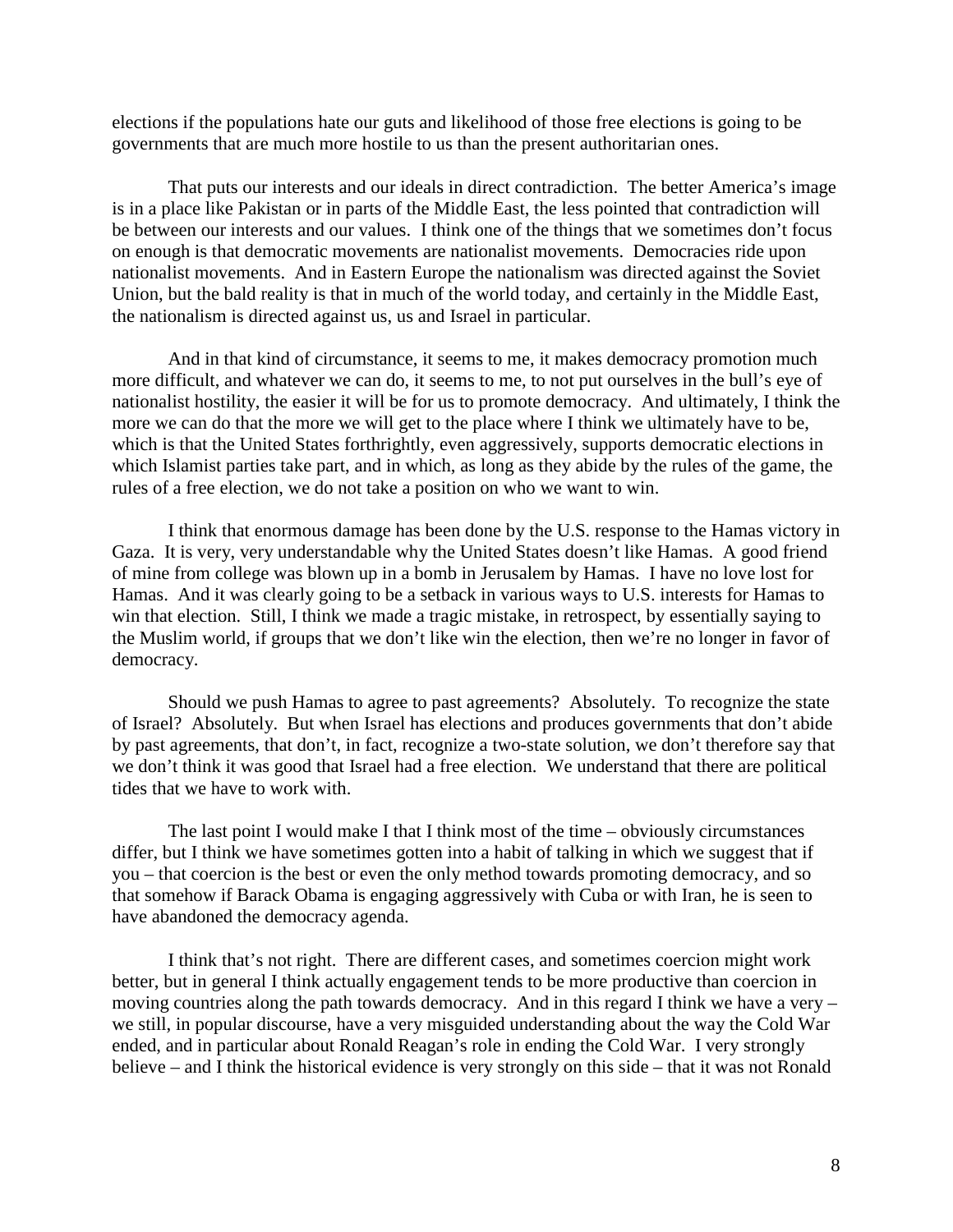elections if the populations hate our guts and likelihood of those free elections is going to be governments that are much more hostile to us than the present authoritarian ones.

That puts our interests and our ideals in direct contradiction. The better America's image is in a place like Pakistan or in parts of the Middle East, the less pointed that contradiction will be between our interests and our values. I think one of the things that we sometimes don't focus on enough is that democratic movements are nationalist movements. Democracies ride upon nationalist movements. And in Eastern Europe the nationalism was directed against the Soviet Union, but the bald reality is that in much of the world today, and certainly in the Middle East, the nationalism is directed against us, us and Israel in particular.

And in that kind of circumstance, it seems to me, it makes democracy promotion much more difficult, and whatever we can do, it seems to me, to not put ourselves in the bull's eye of nationalist hostility, the easier it will be for us to promote democracy. And ultimately, I think the more we can do that the more we will get to the place where I think we ultimately have to be, which is that the United States forthrightly, even aggressively, supports democratic elections in which Islamist parties take part, and in which, as long as they abide by the rules of the game, the rules of a free election, we do not take a position on who we want to win.

I think that enormous damage has been done by the U.S. response to the Hamas victory in Gaza. It is very, very understandable why the United States doesn't like Hamas. A good friend of mine from college was blown up in a bomb in Jerusalem by Hamas. I have no love lost for Hamas. And it was clearly going to be a setback in various ways to U.S. interests for Hamas to win that election. Still, I think we made a tragic mistake, in retrospect, by essentially saying to the Muslim world, if groups that we don't like win the election, then we're no longer in favor of democracy.

Should we push Hamas to agree to past agreements? Absolutely. To recognize the state of Israel? Absolutely. But when Israel has elections and produces governments that don't abide by past agreements, that don't, in fact, recognize a two-state solution, we don't therefore say that we don't think it was good that Israel had a free election. We understand that there are political tides that we have to work with.

The last point I would make I that I think most of the time – obviously circumstances differ, but I think we have sometimes gotten into a habit of talking in which we suggest that if you – that coercion is the best or even the only method towards promoting democracy, and so that somehow if Barack Obama is engaging aggressively with Cuba or with Iran, he is seen to have abandoned the democracy agenda.

I think that's not right. There are different cases, and sometimes coercion might work better, but in general I think actually engagement tends to be more productive than coercion in moving countries along the path towards democracy. And in this regard I think we have a very – we still, in popular discourse, have a very misguided understanding about the way the Cold War ended, and in particular about Ronald Reagan's role in ending the Cold War. I very strongly believe – and I think the historical evidence is very strongly on this side – that it was not Ronald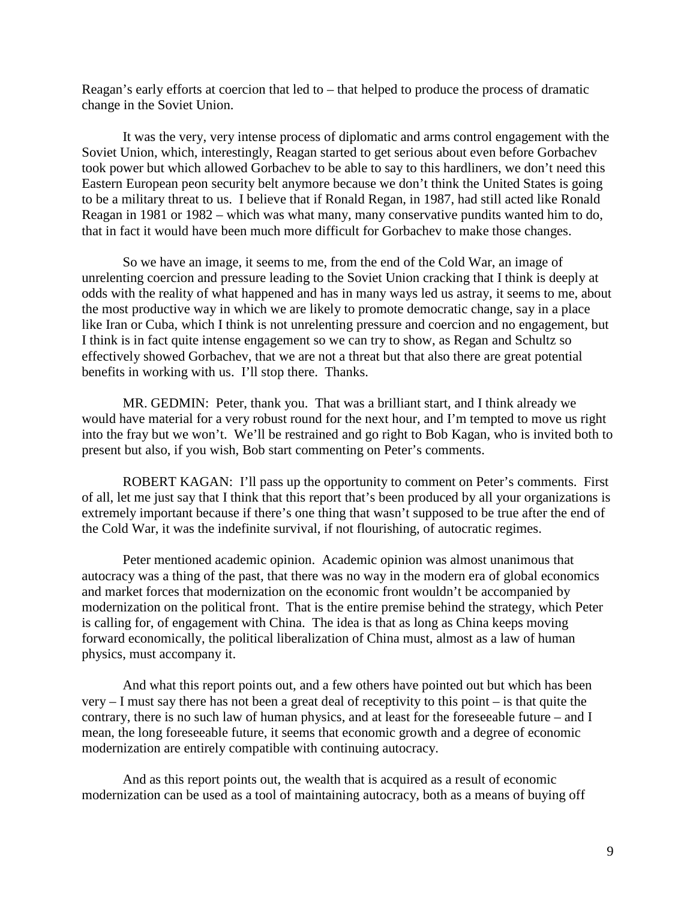Reagan's early efforts at coercion that led to – that helped to produce the process of dramatic change in the Soviet Union.

It was the very, very intense process of diplomatic and arms control engagement with the Soviet Union, which, interestingly, Reagan started to get serious about even before Gorbachev took power but which allowed Gorbachev to be able to say to this hardliners, we don't need this Eastern European peon security belt anymore because we don't think the United States is going to be a military threat to us. I believe that if Ronald Regan, in 1987, had still acted like Ronald Reagan in 1981 or 1982 – which was what many, many conservative pundits wanted him to do, that in fact it would have been much more difficult for Gorbachev to make those changes.

So we have an image, it seems to me, from the end of the Cold War, an image of unrelenting coercion and pressure leading to the Soviet Union cracking that I think is deeply at odds with the reality of what happened and has in many ways led us astray, it seems to me, about the most productive way in which we are likely to promote democratic change, say in a place like Iran or Cuba, which I think is not unrelenting pressure and coercion and no engagement, but I think is in fact quite intense engagement so we can try to show, as Regan and Schultz so effectively showed Gorbachev, that we are not a threat but that also there are great potential benefits in working with us. I'll stop there. Thanks.

MR. GEDMIN: Peter, thank you. That was a brilliant start, and I think already we would have material for a very robust round for the next hour, and I'm tempted to move us right into the fray but we won't. We'll be restrained and go right to Bob Kagan, who is invited both to present but also, if you wish, Bob start commenting on Peter's comments.

ROBERT KAGAN: I'll pass up the opportunity to comment on Peter's comments. First of all, let me just say that I think that this report that's been produced by all your organizations is extremely important because if there's one thing that wasn't supposed to be true after the end of the Cold War, it was the indefinite survival, if not flourishing, of autocratic regimes.

Peter mentioned academic opinion. Academic opinion was almost unanimous that autocracy was a thing of the past, that there was no way in the modern era of global economics and market forces that modernization on the economic front wouldn't be accompanied by modernization on the political front. That is the entire premise behind the strategy, which Peter is calling for, of engagement with China. The idea is that as long as China keeps moving forward economically, the political liberalization of China must, almost as a law of human physics, must accompany it.

And what this report points out, and a few others have pointed out but which has been very – I must say there has not been a great deal of receptivity to this point – is that quite the contrary, there is no such law of human physics, and at least for the foreseeable future – and I mean, the long foreseeable future, it seems that economic growth and a degree of economic modernization are entirely compatible with continuing autocracy.

And as this report points out, the wealth that is acquired as a result of economic modernization can be used as a tool of maintaining autocracy, both as a means of buying off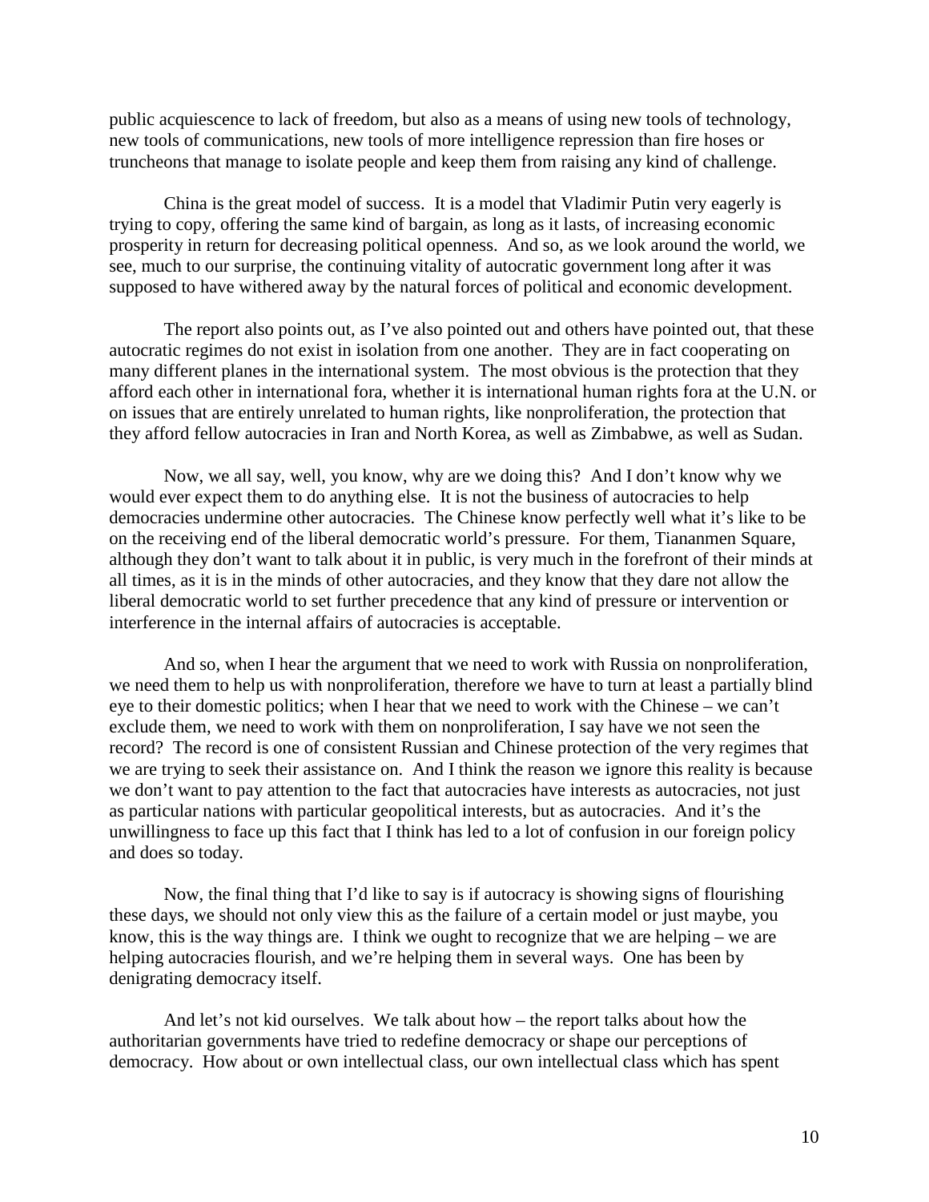public acquiescence to lack of freedom, but also as a means of using new tools of technology, new tools of communications, new tools of more intelligence repression than fire hoses or truncheons that manage to isolate people and keep them from raising any kind of challenge.

China is the great model of success. It is a model that Vladimir Putin very eagerly is trying to copy, offering the same kind of bargain, as long as it lasts, of increasing economic prosperity in return for decreasing political openness. And so, as we look around the world, we see, much to our surprise, the continuing vitality of autocratic government long after it was supposed to have withered away by the natural forces of political and economic development.

The report also points out, as I've also pointed out and others have pointed out, that these autocratic regimes do not exist in isolation from one another. They are in fact cooperating on many different planes in the international system. The most obvious is the protection that they afford each other in international fora, whether it is international human rights fora at the U.N. or on issues that are entirely unrelated to human rights, like nonproliferation, the protection that they afford fellow autocracies in Iran and North Korea, as well as Zimbabwe, as well as Sudan.

Now, we all say, well, you know, why are we doing this? And I don't know why we would ever expect them to do anything else. It is not the business of autocracies to help democracies undermine other autocracies. The Chinese know perfectly well what it's like to be on the receiving end of the liberal democratic world's pressure. For them, Tiananmen Square, although they don't want to talk about it in public, is very much in the forefront of their minds at all times, as it is in the minds of other autocracies, and they know that they dare not allow the liberal democratic world to set further precedence that any kind of pressure or intervention or interference in the internal affairs of autocracies is acceptable.

And so, when I hear the argument that we need to work with Russia on nonproliferation, we need them to help us with nonproliferation, therefore we have to turn at least a partially blind eye to their domestic politics; when I hear that we need to work with the Chinese – we can't exclude them, we need to work with them on nonproliferation, I say have we not seen the record? The record is one of consistent Russian and Chinese protection of the very regimes that we are trying to seek their assistance on. And I think the reason we ignore this reality is because we don't want to pay attention to the fact that autocracies have interests as autocracies, not just as particular nations with particular geopolitical interests, but as autocracies. And it's the unwillingness to face up this fact that I think has led to a lot of confusion in our foreign policy and does so today.

Now, the final thing that I'd like to say is if autocracy is showing signs of flourishing these days, we should not only view this as the failure of a certain model or just maybe, you know, this is the way things are. I think we ought to recognize that we are helping – we are helping autocracies flourish, and we're helping them in several ways. One has been by denigrating democracy itself.

And let's not kid ourselves. We talk about how – the report talks about how the authoritarian governments have tried to redefine democracy or shape our perceptions of democracy. How about or own intellectual class, our own intellectual class which has spent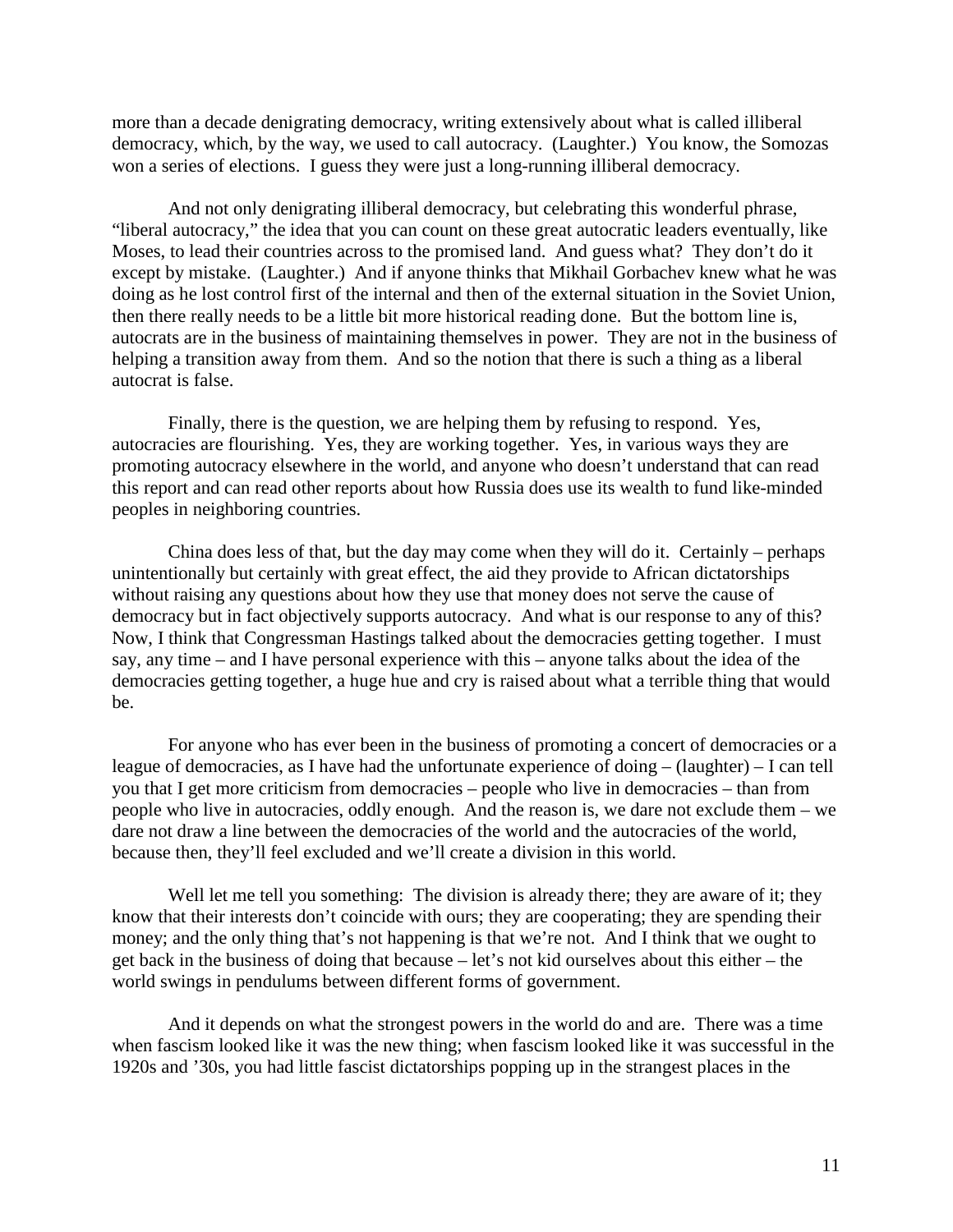more than a decade denigrating democracy, writing extensively about what is called illiberal democracy, which, by the way, we used to call autocracy. (Laughter.) You know, the Somozas won a series of elections. I guess they were just a long-running illiberal democracy.

And not only denigrating illiberal democracy, but celebrating this wonderful phrase, "liberal autocracy," the idea that you can count on these great autocratic leaders eventually, like Moses, to lead their countries across to the promised land. And guess what? They don't do it except by mistake. (Laughter.) And if anyone thinks that Mikhail Gorbachev knew what he was doing as he lost control first of the internal and then of the external situation in the Soviet Union, then there really needs to be a little bit more historical reading done. But the bottom line is, autocrats are in the business of maintaining themselves in power. They are not in the business of helping a transition away from them. And so the notion that there is such a thing as a liberal autocrat is false.

Finally, there is the question, we are helping them by refusing to respond. Yes, autocracies are flourishing. Yes, they are working together. Yes, in various ways they are promoting autocracy elsewhere in the world, and anyone who doesn't understand that can read this report and can read other reports about how Russia does use its wealth to fund like-minded peoples in neighboring countries.

China does less of that, but the day may come when they will do it. Certainly – perhaps unintentionally but certainly with great effect, the aid they provide to African dictatorships without raising any questions about how they use that money does not serve the cause of democracy but in fact objectively supports autocracy. And what is our response to any of this? Now, I think that Congressman Hastings talked about the democracies getting together. I must say, any time – and I have personal experience with this – anyone talks about the idea of the democracies getting together, a huge hue and cry is raised about what a terrible thing that would be.

For anyone who has ever been in the business of promoting a concert of democracies or a league of democracies, as I have had the unfortunate experience of doing – (laughter) – I can tell you that I get more criticism from democracies – people who live in democracies – than from people who live in autocracies, oddly enough. And the reason is, we dare not exclude them – we dare not draw a line between the democracies of the world and the autocracies of the world, because then, they'll feel excluded and we'll create a division in this world.

Well let me tell you something: The division is already there; they are aware of it; they know that their interests don't coincide with ours; they are cooperating; they are spending their money; and the only thing that's not happening is that we're not. And I think that we ought to get back in the business of doing that because – let's not kid ourselves about this either – the world swings in pendulums between different forms of government.

And it depends on what the strongest powers in the world do and are. There was a time when fascism looked like it was the new thing; when fascism looked like it was successful in the 1920s and '30s, you had little fascist dictatorships popping up in the strangest places in the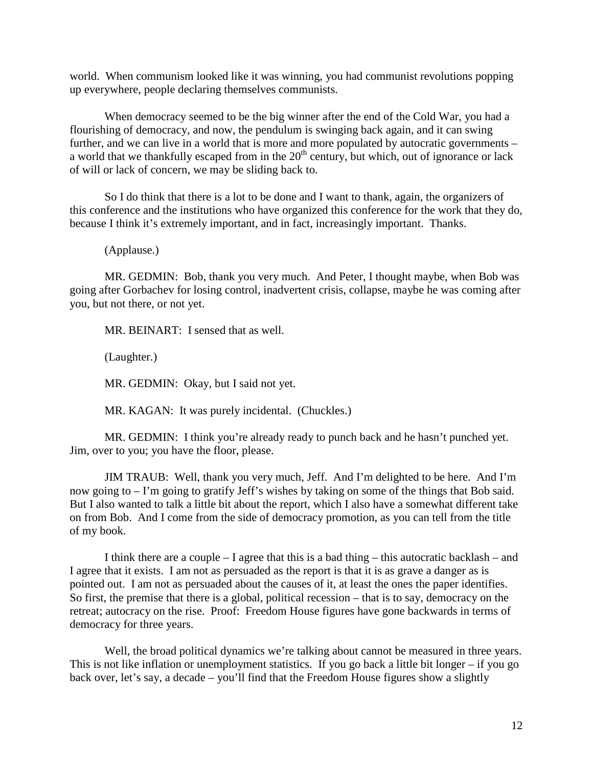world. When communism looked like it was winning, you had communist revolutions popping up everywhere, people declaring themselves communists.

When democracy seemed to be the big winner after the end of the Cold War, you had a flourishing of democracy, and now, the pendulum is swinging back again, and it can swing further, and we can live in a world that is more and more populated by autocratic governments – a world that we thankfully escaped from in the 20th century, but which, out of ignorance or lack of will or lack of concern, we may be sliding back to.

So I do think that there is a lot to be done and I want to thank, again, the organizers of this conference and the institutions who have organized this conference for the work that they do, because I think it's extremely important, and in fact, increasingly important. Thanks.

(Applause.)

MR. GEDMIN: Bob, thank you very much. And Peter, I thought maybe, when Bob was going after Gorbachev for losing control, inadvertent crisis, collapse, maybe he was coming after you, but not there, or not yet.

MR. BEINART: I sensed that as well.

(Laughter.)

MR. GEDMIN: Okay, but I said not yet.

MR. KAGAN: It was purely incidental. (Chuckles.)

MR. GEDMIN: I think you're already ready to punch back and he hasn't punched yet. Jim, over to you; you have the floor, please.

JIM TRAUB: Well, thank you very much, Jeff. And I'm delighted to be here. And I'm now going to – I'm going to gratify Jeff's wishes by taking on some of the things that Bob said. But I also wanted to talk a little bit about the report, which I also have a somewhat different take on from Bob. And I come from the side of democracy promotion, as you can tell from the title of my book.

I think there are a couple – I agree that this is a bad thing – this autocratic backlash – and I agree that it exists. I am not as persuaded as the report is that it is as grave a danger as is pointed out. I am not as persuaded about the causes of it, at least the ones the paper identifies. So first, the premise that there is a global, political recession – that is to say, democracy on the retreat; autocracy on the rise. Proof: Freedom House figures have gone backwards in terms of democracy for three years.

Well, the broad political dynamics we're talking about cannot be measured in three years. This is not like inflation or unemployment statistics. If you go back a little bit longer – if you go back over, let's say, a decade – you'll find that the Freedom House figures show a slightly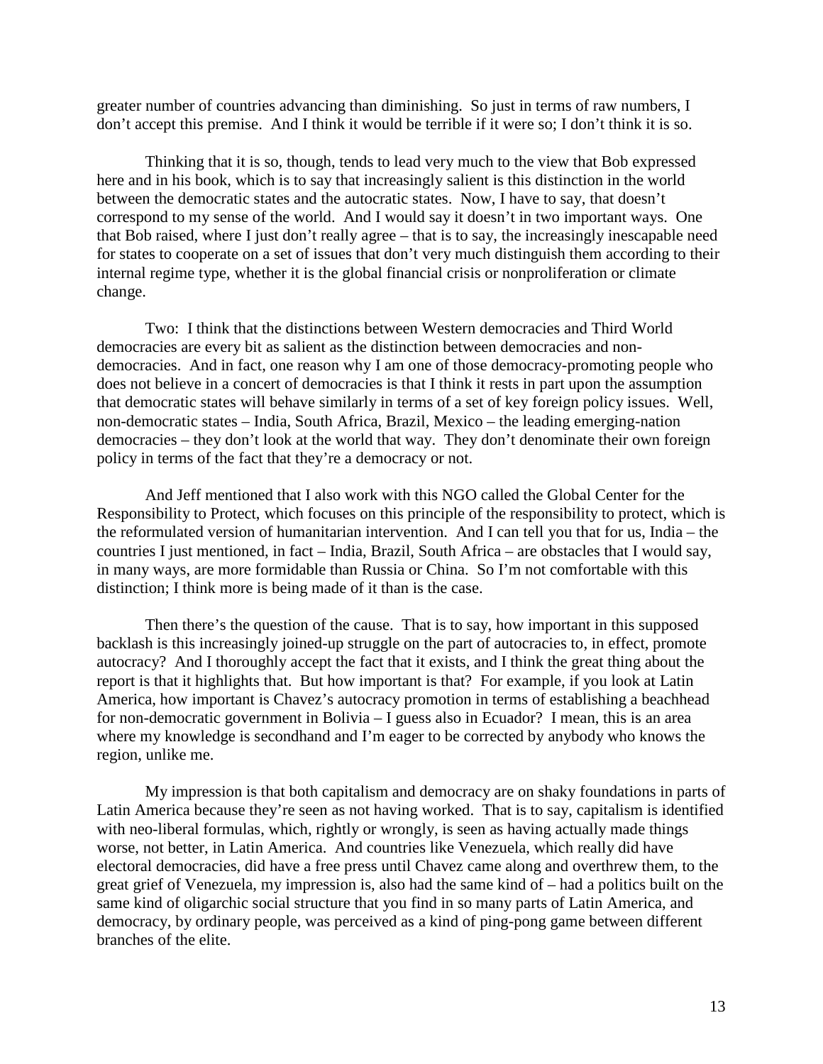greater number of countries advancing than diminishing. So just in terms of raw numbers, I don't accept this premise. And I think it would be terrible if it were so; I don't think it is so.

Thinking that it is so, though, tends to lead very much to the view that Bob expressed here and in his book, which is to say that increasingly salient is this distinction in the world between the democratic states and the autocratic states. Now, I have to say, that doesn't correspond to my sense of the world. And I would say it doesn't in two important ways. One that Bob raised, where I just don't really agree – that is to say, the increasingly inescapable need for states to cooperate on a set of issues that don't very much distinguish them according to their internal regime type, whether it is the global financial crisis or nonproliferation or climate change.

Two: I think that the distinctions between Western democracies and Third World democracies are every bit as salient as the distinction between democracies and non-democracies. And in fact, one reason why I am one of those democracy-promoting people who does not believe in a concert of democracies is that I think it rests in part upon the assumption that democratic states will behave similarly in terms of a set of key foreign policy issues. Well, non-democratic states – India, South Africa, Brazil, Mexico – the leading emerging-nation democracies – they don't look at the world that way. They don't denominate their own foreign policy in terms of the fact that they're a democracy or not.

And Jeff mentioned that I also work with this NGO called the Global Center for the Responsibility to Protect, which focuses on this principle of the responsibility to protect, which is the reformulated version of humanitarian intervention. And I can tell you that for us, India – the countries I just mentioned, in fact – India, Brazil, South Africa – are obstacles that I would say, in many ways, are more formidable than Russia or China. So I'm not comfortable with this distinction; I think more is being made of it than is the case.

Then there's the question of the cause. That is to say, how important in this supposed backlash is this increasingly joined-up struggle on the part of autocracies to, in effect, promote autocracy? And I thoroughly accept the fact that it exists, and I think the great thing about the report is that it highlights that. But how important is that? For example, if you look at Latin America, how important is Chavez's autocracy promotion in terms of establishing a beachhead for non-democratic government in Bolivia – I guess also in Ecuador? I mean, this is an area where my knowledge is secondhand and I'm eager to be corrected by anybody who knows the region, unlike me.

My impression is that both capitalism and democracy are on shaky foundations in parts of Latin America because they're seen as not having worked. That is to say, capitalism is identified with neo-liberal formulas, which, rightly or wrongly, is seen as having actually made things worse, not better, in Latin America. And countries like Venezuela, which really did have electoral democracies, did have a free press until Chavez came along and overthrew them, to the great grief of Venezuela, my impression is, also had the same kind of – had a politics built on the same kind of oligarchic social structure that you find in so many parts of Latin America, and democracy, by ordinary people, was perceived as a kind of ping-pong game between different branches of the elite.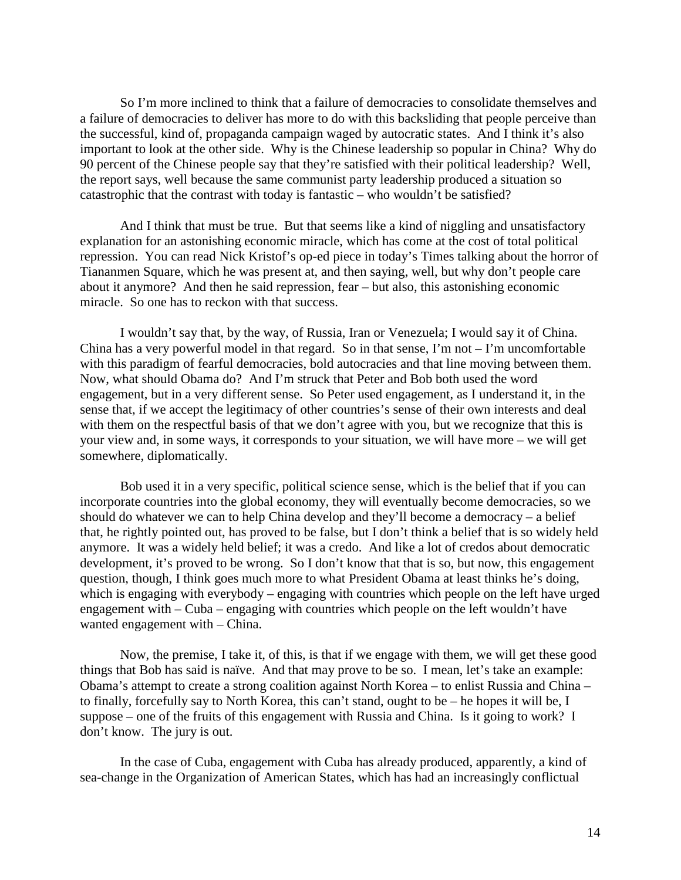So I'm more inclined to think that a failure of democracies to consolidate themselves and a failure of democracies to deliver has more to do with this backsliding that people perceive than the successful, kind of, propaganda campaign waged by autocratic states. And I think it's also important to look at the other side. Why is the Chinese leadership so popular in China? Why do 90 percent of the Chinese people say that they're satisfied with their political leadership? Well, the report says, well because the same communist party leadership produced a situation so catastrophic that the contrast with today is fantastic – who wouldn't be satisfied?

And I think that must be true. But that seems like a kind of niggling and unsatisfactory explanation for an astonishing economic miracle, which has come at the cost of total political repression. You can read Nick Kristof's op-ed piece in today's Times talking about the horror of Tiananmen Square, which he was present at, and then saying, well, but why don't people care about it anymore? And then he said repression, fear – but also, this astonishing economic miracle. So one has to reckon with that success.

I wouldn't say that, by the way, of Russia, Iran or Venezuela; I would say it of China. China has a very powerful model in that regard. So in that sense, I'm not – I'm uncomfortable with this paradigm of fearful democracies, bold autocracies and that line moving between them. Now, what should Obama do? And I'm struck that Peter and Bob both used the word engagement, but in a very different sense. So Peter used engagement, as I understand it, in the sense that, if we accept the legitimacy of other countries's sense of their own interests and deal with them on the respectful basis of that we don't agree with you, but we recognize that this is your view and, in some ways, it corresponds to your situation, we will have more – we will get somewhere, diplomatically.

Bob used it in a very specific, political science sense, which is the belief that if you can incorporate countries into the global economy, they will eventually become democracies, so we should do whatever we can to help China develop and they'll become a democracy – a belief that, he rightly pointed out, has proved to be false, but I don't think a belief that is so widely held anymore. It was a widely held belief; it was a credo. And like a lot of credos about democratic development, it's proved to be wrong. So I don't know that that is so, but now, this engagement question, though, I think goes much more to what President Obama at least thinks he's doing, which is engaging with everybody – engaging with countries which people on the left have urged engagement with – Cuba – engaging with countries which people on the left wouldn't have wanted engagement with – China.

Now, the premise, I take it, of this, is that if we engage with them, we will get these good things that Bob has said is naïve. And that may prove to be so. I mean, let's take an example: Obama's attempt to create a strong coalition against North Korea – to enlist Russia and China – to finally, forcefully say to North Korea, this can't stand, ought to be – he hopes it will be, I suppose – one of the fruits of this engagement with Russia and China. Is it going to work? I don't know. The jury is out.

In the case of Cuba, engagement with Cuba has already produced, apparently, a kind of sea-change in the Organization of American States, which has had an increasingly conflictual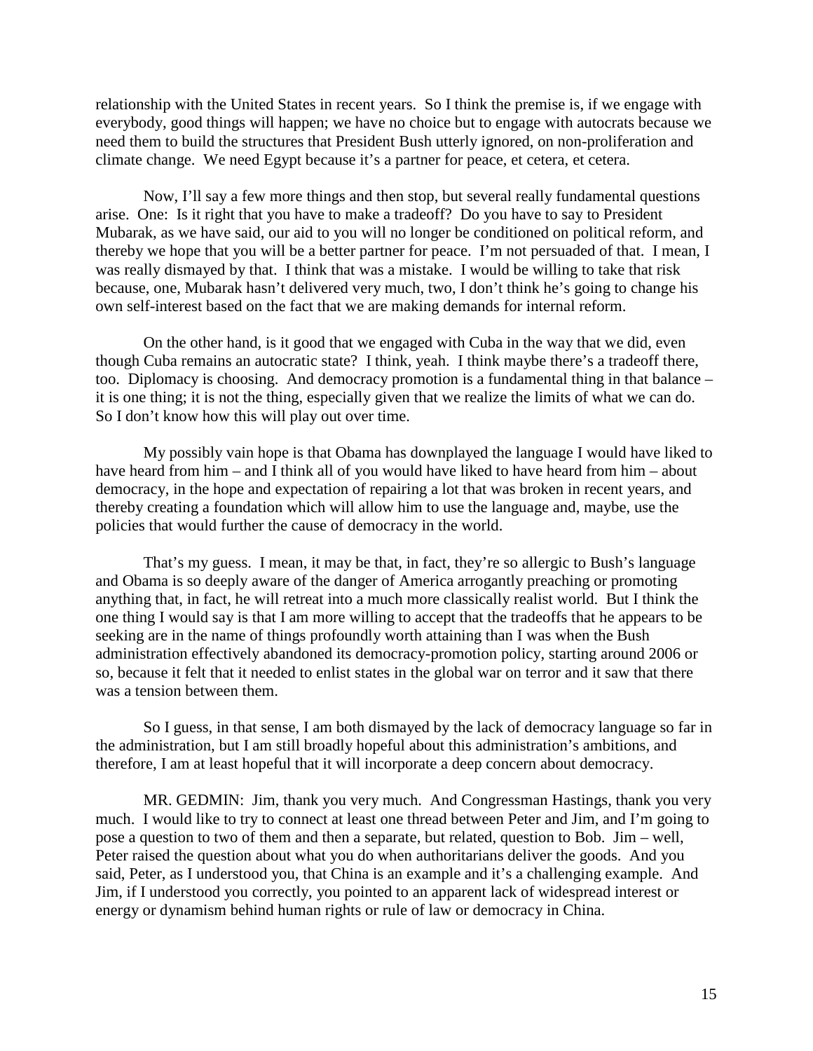relationship with the United States in recent years. So I think the premise is, if we engage with everybody, good things will happen; we have no choice but to engage with autocrats because we need them to build the structures that President Bush utterly ignored, on non-proliferation and climate change. We need Egypt because it's a partner for peace, et cetera, et cetera.

Now, I'll say a few more things and then stop, but several really fundamental questions arise. One: Is it right that you have to make a tradeoff? Do you have to say to President Mubarak, as we have said, our aid to you will no longer be conditioned on political reform, and thereby we hope that you will be a better partner for peace. I'm not persuaded of that. I mean, I was really dismayed by that. I think that was a mistake. I would be willing to take that risk because, one, Mubarak hasn't delivered very much, two, I don't think he's going to change his own self-interest based on the fact that we are making demands for internal reform.

On the other hand, is it good that we engaged with Cuba in the way that we did, even though Cuba remains an autocratic state? I think, yeah. I think maybe there's a tradeoff there, too. Diplomacy is choosing. And democracy promotion is a fundamental thing in that balance – it is one thing; it is not the thing, especially given that we realize the limits of what we can do. So I don't know how this will play out over time.

My possibly vain hope is that Obama has downplayed the language I would have liked to have heard from him – and I think all of you would have liked to have heard from him – about democracy, in the hope and expectation of repairing a lot that was broken in recent years, and thereby creating a foundation which will allow him to use the language and, maybe, use the policies that would further the cause of democracy in the world.

That's my guess. I mean, it may be that, in fact, they're so allergic to Bush's language and Obama is so deeply aware of the danger of America arrogantly preaching or promoting anything that, in fact, he will retreat into a much more classically realist world. But I think the one thing I would say is that I am more willing to accept that the tradeoffs that he appears to be seeking are in the name of things profoundly worth attaining than I was when the Bush administration effectively abandoned its democracy-promotion policy, starting around 2006 or so, because it felt that it needed to enlist states in the global war on terror and it saw that there was a tension between them.

So I guess, in that sense, I am both dismayed by the lack of democracy language so far in the administration, but I am still broadly hopeful about this administration's ambitions, and therefore, I am at least hopeful that it will incorporate a deep concern about democracy.

MR. GEDMIN: Jim, thank you very much. And Congressman Hastings, thank you very much. I would like to try to connect at least one thread between Peter and Jim, and I'm going to pose a question to two of them and then a separate, but related, question to Bob. Jim – well, Peter raised the question about what you do when authoritarians deliver the goods. And you said, Peter, as I understood you, that China is an example and it's a challenging example. And Jim, if I understood you correctly, you pointed to an apparent lack of widespread interest or energy or dynamism behind human rights or rule of law or democracy in China.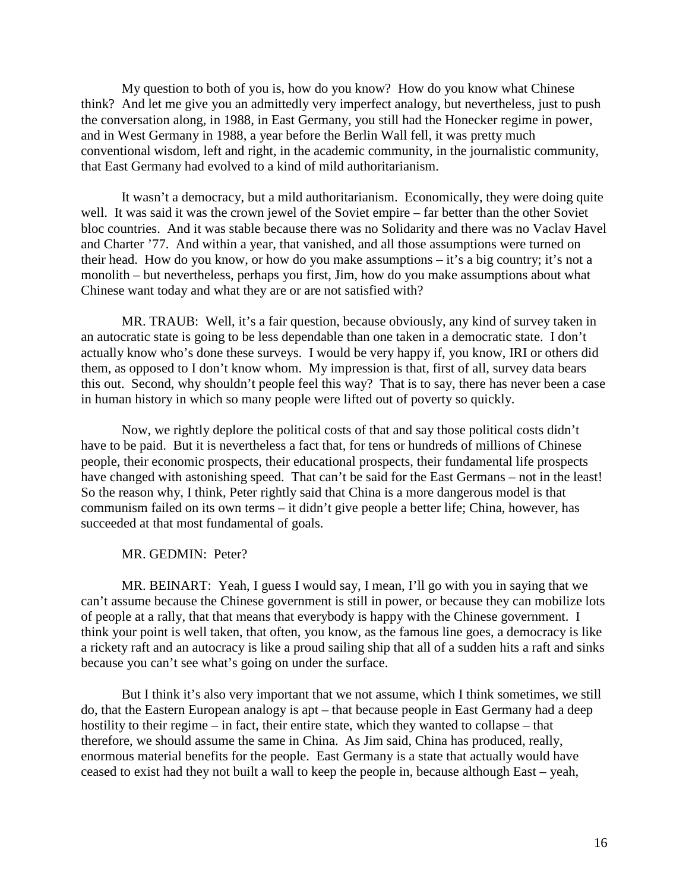My question to both of you is, how do you know? How do you know what Chinese think? And let me give you an admittedly very imperfect analogy, but nevertheless, just to push the conversation along, in 1988, in East Germany, you still had the Honecker regime in power, and in West Germany in 1988, a year before the Berlin Wall fell, it was pretty much conventional wisdom, left and right, in the academic community, in the journalistic community, that East Germany had evolved to a kind of mild authoritarianism.

It wasn't a democracy, but a mild authoritarianism. Economically, they were doing quite well. It was said it was the crown jewel of the Soviet empire – far better than the other Soviet bloc countries. And it was stable because there was no Solidarity and there was no Vaclav Havel and Charter '77. And within a year, that vanished, and all those assumptions were turned on their head. How do you know, or how do you make assumptions – it's a big country; it's not a monolith – but nevertheless, perhaps you first, Jim, how do you make assumptions about what Chinese want today and what they are or are not satisfied with?

MR. TRAUB: Well, it's a fair question, because obviously, any kind of survey taken in an autocratic state is going to be less dependable than one taken in a democratic state. I don't actually know who's done these surveys. I would be very happy if, you know, IRI or others did them, as opposed to I don't know whom. My impression is that, first of all, survey data bears this out. Second, why shouldn't people feel this way? That is to say, there has never been a case in human history in which so many people were lifted out of poverty so quickly.

Now, we rightly deplore the political costs of that and say those political costs didn't have to be paid. But it is nevertheless a fact that, for tens or hundreds of millions of Chinese people, their economic prospects, their educational prospects, their fundamental life prospects have changed with astonishing speed. That can't be said for the East Germans – not in the least! So the reason why, I think, Peter rightly said that China is a more dangerous model is that communism failed on its own terms – it didn't give people a better life; China, however, has succeeded at that most fundamental of goals.

MR. GEDMIN: Peter?

MR. BEINART: Yeah, I guess I would say, I mean, I'll go with you in saying that we can't assume because the Chinese government is still in power, or because they can mobilize lots of people at a rally, that that means that everybody is happy with the Chinese government. I think your point is well taken, that often, you know, as the famous line goes, a democracy is like a rickety raft and an autocracy is like a proud sailing ship that all of a sudden hits a raft and sinks because you can't see what's going on under the surface.

But I think it's also very important that we not assume, which I think sometimes, we still do, that the Eastern European analogy is apt – that because people in East Germany had a deep hostility to their regime – in fact, their entire state, which they wanted to collapse – that therefore, we should assume the same in China. As Jim said, China has produced, really, enormous material benefits for the people. East Germany is a state that actually would have ceased to exist had they not built a wall to keep the people in, because although East – yeah,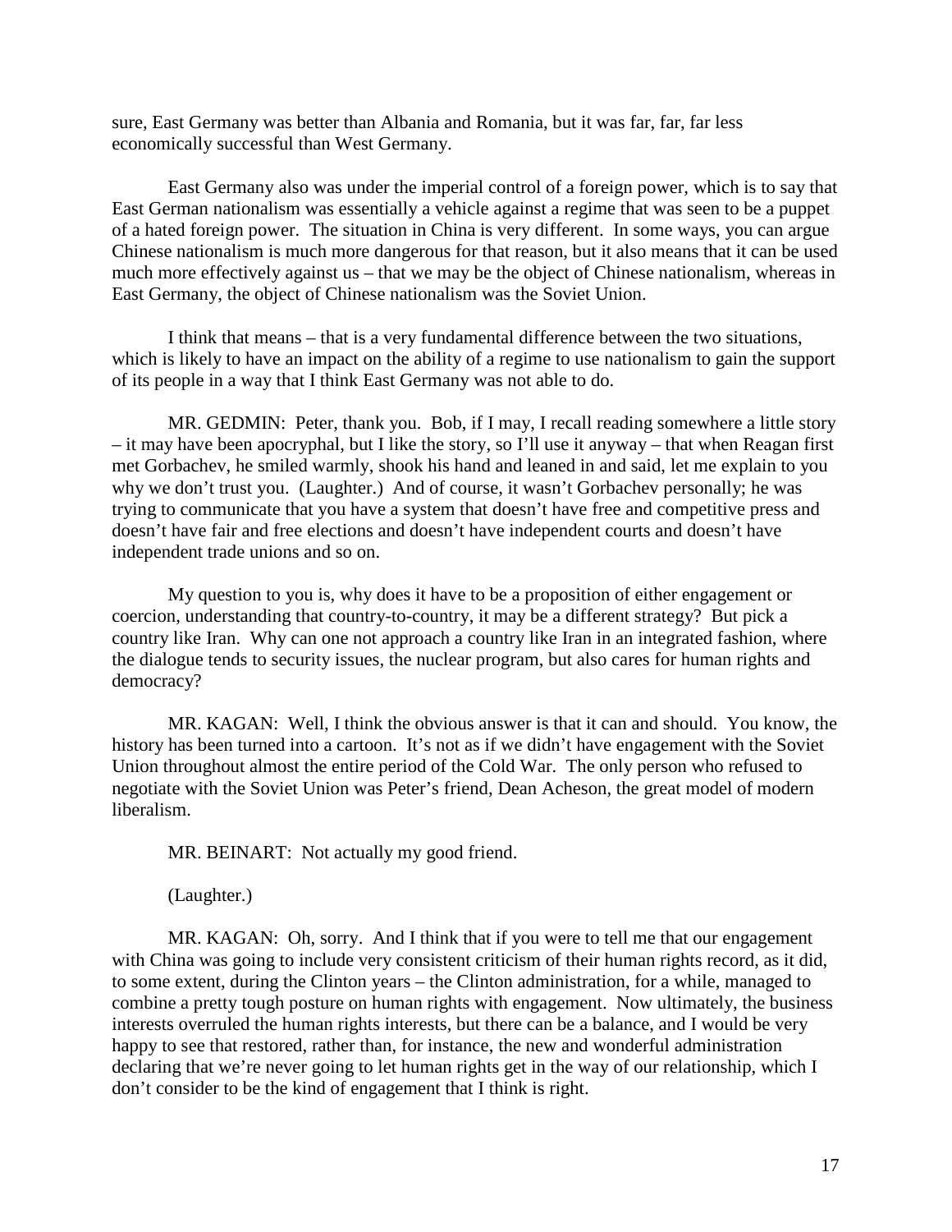sure, East Germany was better than Albania and Romania, but it was far, far, far less economically successful than West Germany.

East Germany also was under the imperial control of a foreign power, which is to say that East German nationalism was essentially a vehicle against a regime that was seen to be a puppet of a hated foreign power. The situation in China is very different. In some ways, you can argue Chinese nationalism is much more dangerous for that reason, but it also means that it can be used much more effectively against us – that we may be the object of Chinese nationalism, whereas in East Germany, the object of Chinese nationalism was the Soviet Union.

I think that means – that is a very fundamental difference between the two situations, which is likely to have an impact on the ability of a regime to use nationalism to gain the support of its people in a way that I think East Germany was not able to do.

MR. GEDMIN: Peter, thank you. Bob, if I may, I recall reading somewhere a little story – it may have been apocryphal, but I like the story, so I'll use it anyway – that when Reagan first met Gorbachev, he smiled warmly, shook his hand and leaned in and said, let me explain to you why we don't trust you. (Laughter.) And of course, it wasn't Gorbachev personally; he was trying to communicate that you have a system that doesn't have free and competitive press and doesn't have fair and free elections and doesn't have independent courts and doesn't have independent trade unions and so on.

My question to you is, why does it have to be a proposition of either engagement or coercion, understanding that country-to-country, it may be a different strategy? But pick a country like Iran. Why can one not approach a country like Iran in an integrated fashion, where the dialogue tends to security issues, the nuclear program, but also cares for human rights and democracy?

MR. KAGAN: Well, I think the obvious answer is that it can and should. You know, the history has been turned into a cartoon. It's not as if we didn't have engagement with the Soviet Union throughout almost the entire period of the Cold War. The only person who refused to negotiate with the Soviet Union was Peter's friend, Dean Acheson, the great model of modern liberalism.

MR. BEINART: Not actually my good friend.

(Laughter.)

MR. KAGAN: Oh, sorry. And I think that if you were to tell me that our engagement with China was going to include very consistent criticism of their human rights record, as it did, to some extent, during the Clinton years – the Clinton administration, for a while, managed to combine a pretty tough posture on human rights with engagement. Now ultimately, the business interests overruled the human rights interests, but there can be a balance, and I would be very happy to see that restored, rather than, for instance, the new and wonderful administration declaring that we're never going to let human rights get in the way of our relationship, which I don't consider to be the kind of engagement that I think is right.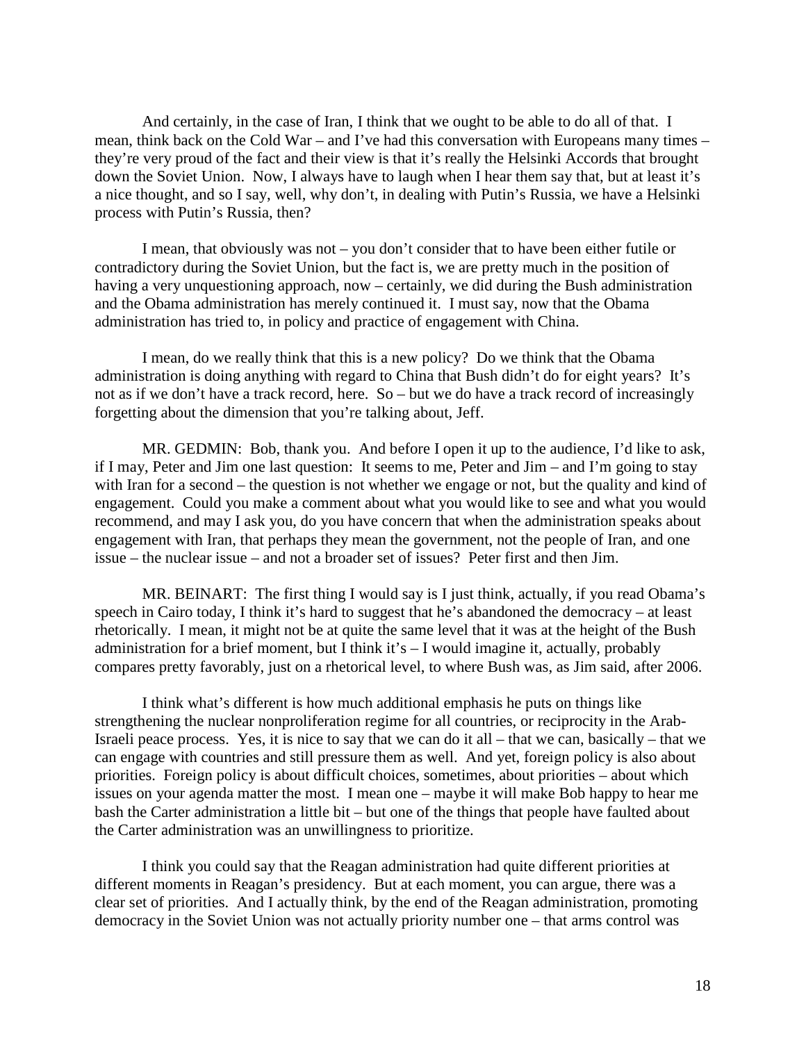And certainly, in the case of Iran, I think that we ought to be able to do all of that. I mean, think back on the Cold War – and I've had this conversation with Europeans many times – they're very proud of the fact and their view is that it's really the Helsinki Accords that brought down the Soviet Union. Now, I always have to laugh when I hear them say that, but at least it's a nice thought, and so I say, well, why don't, in dealing with Putin's Russia, we have a Helsinki process with Putin's Russia, then?

I mean, that obviously was not – you don't consider that to have been either futile or contradictory during the Soviet Union, but the fact is, we are pretty much in the position of having a very unquestioning approach, now – certainly, we did during the Bush administration and the Obama administration has merely continued it. I must say, now that the Obama administration has tried to, in policy and practice of engagement with China.

I mean, do we really think that this is a new policy? Do we think that the Obama administration is doing anything with regard to China that Bush didn't do for eight years? It's not as if we don't have a track record, here. So – but we do have a track record of increasingly forgetting about the dimension that you're talking about, Jeff.

MR. GEDMIN: Bob, thank you. And before I open it up to the audience, I'd like to ask, if I may, Peter and Jim one last question: It seems to me, Peter and Jim – and I'm going to stay with Iran for a second – the question is not whether we engage or not, but the quality and kind of engagement. Could you make a comment about what you would like to see and what you would recommend, and may I ask you, do you have concern that when the administration speaks about engagement with Iran, that perhaps they mean the government, not the people of Iran, and one issue – the nuclear issue – and not a broader set of issues? Peter first and then Jim.

MR. BEINART: The first thing I would say is I just think, actually, if you read Obama's speech in Cairo today, I think it's hard to suggest that he's abandoned the democracy – at least rhetorically. I mean, it might not be at quite the same level that it was at the height of the Bush administration for a brief moment, but I think it's – I would imagine it, actually, probably compares pretty favorably, just on a rhetorical level, to where Bush was, as Jim said, after 2006.

I think what's different is how much additional emphasis he puts on things like strengthening the nuclear nonproliferation regime for all countries, or reciprocity in the Arab-Israeli peace process. Yes, it is nice to say that we can do it all – that we can, basically – that we can engage with countries and still pressure them as well. And yet, foreign policy is also about priorities. Foreign policy is about difficult choices, sometimes, about priorities – about which issues on your agenda matter the most. I mean one – maybe it will make Bob happy to hear me bash the Carter administration a little bit – but one of the things that people have faulted about the Carter administration was an unwillingness to prioritize.

I think you could say that the Reagan administration had quite different priorities at different moments in Reagan's presidency. But at each moment, you can argue, there was a clear set of priorities. And I actually think, by the end of the Reagan administration, promoting democracy in the Soviet Union was not actually priority number one – that arms control was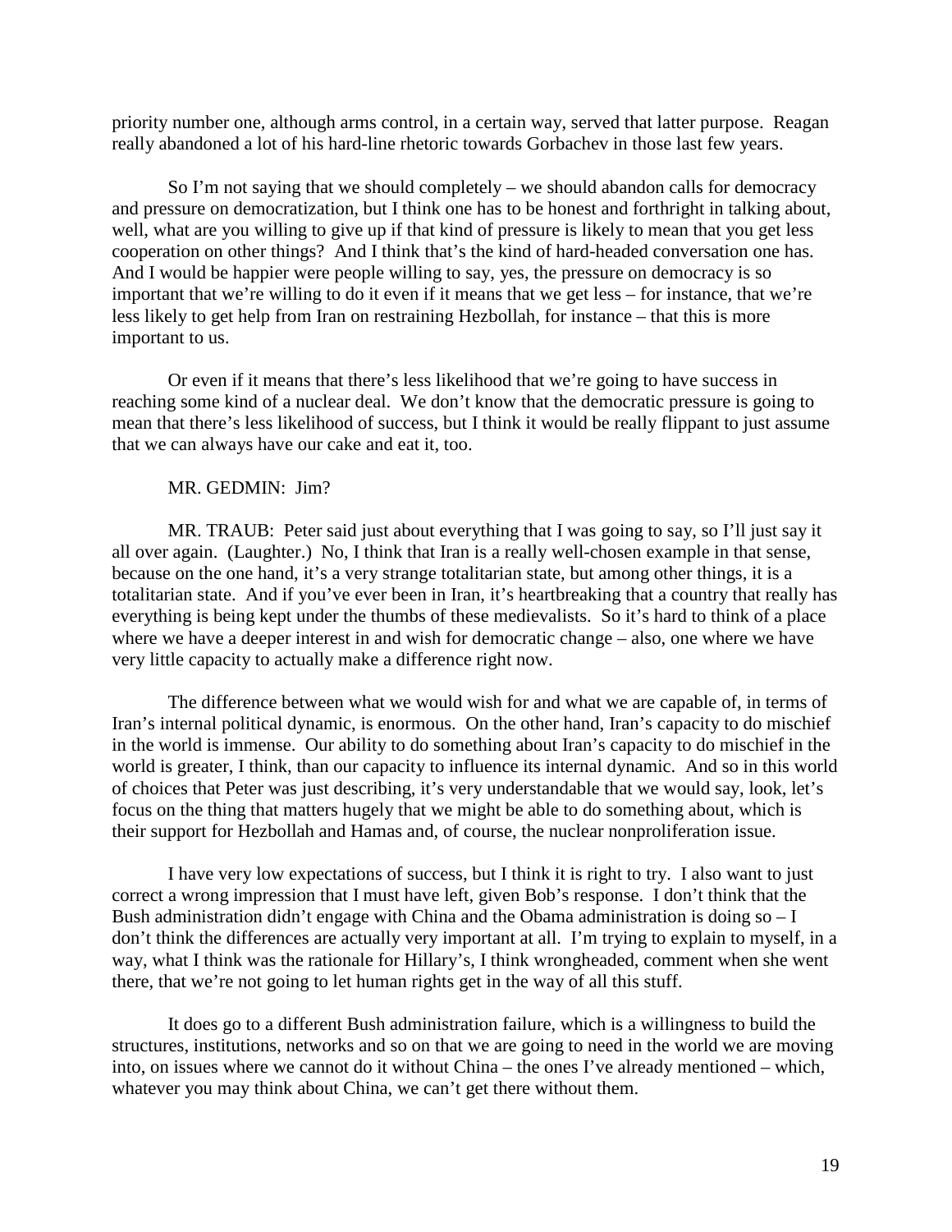priority number one, although arms control, in a certain way, served that latter purpose. Reagan really abandoned a lot of his hard-line rhetoric towards Gorbachev in those last few years.

So I'm not saying that we should completely – we should abandon calls for democracy and pressure on democratization, but I think one has to be honest and forthright in talking about, well, what are you willing to give up if that kind of pressure is likely to mean that you get less cooperation on other things? And I think that's the kind of hard-headed conversation one has. And I would be happier were people willing to say, yes, the pressure on democracy is so important that we're willing to do it even if it means that we get less – for instance, that we're less likely to get help from Iran on restraining Hezbollah, for instance – that this is more important to us.

Or even if it means that there's less likelihood that we're going to have success in reaching some kind of a nuclear deal. We don't know that the democratic pressure is going to mean that there's less likelihood of success, but I think it would be really flippant to just assume that we can always have our cake and eat it, too.

MR. GEDMIN: Jim?

MR. TRAUB: Peter said just about everything that I was going to say, so I'll just say it all over again. (Laughter.) No, I think that Iran is a really well-chosen example in that sense, because on the one hand, it's a very strange totalitarian state, but among other things, it is a totalitarian state. And if you've ever been in Iran, it's heartbreaking that a country that really has everything is being kept under the thumbs of these medievalists. So it's hard to think of a place where we have a deeper interest in and wish for democratic change – also, one where we have very little capacity to actually make a difference right now.

The difference between what we would wish for and what we are capable of, in terms of Iran's internal political dynamic, is enormous. On the other hand, Iran's capacity to do mischief in the world is immense. Our ability to do something about Iran's capacity to do mischief in the world is greater, I think, than our capacity to influence its internal dynamic. And so in this world of choices that Peter was just describing, it's very understandable that we would say, look, let's focus on the thing that matters hugely that we might be able to do something about, which is their support for Hezbollah and Hamas and, of course, the nuclear nonproliferation issue.

I have very low expectations of success, but I think it is right to try. I also want to just correct a wrong impression that I must have left, given Bob's response. I don't think that the Bush administration didn't engage with China and the Obama administration is doing so – I don't think the differences are actually very important at all. I'm trying to explain to myself, in a way, what I think was the rationale for Hillary's, I think wrongheaded, comment when she went there, that we're not going to let human rights get in the way of all this stuff.

It does go to a different Bush administration failure, which is a willingness to build the structures, institutions, networks and so on that we are going to need in the world we are moving into, on issues where we cannot do it without China – the ones I've already mentioned – which, whatever you may think about China, we can't get there without them.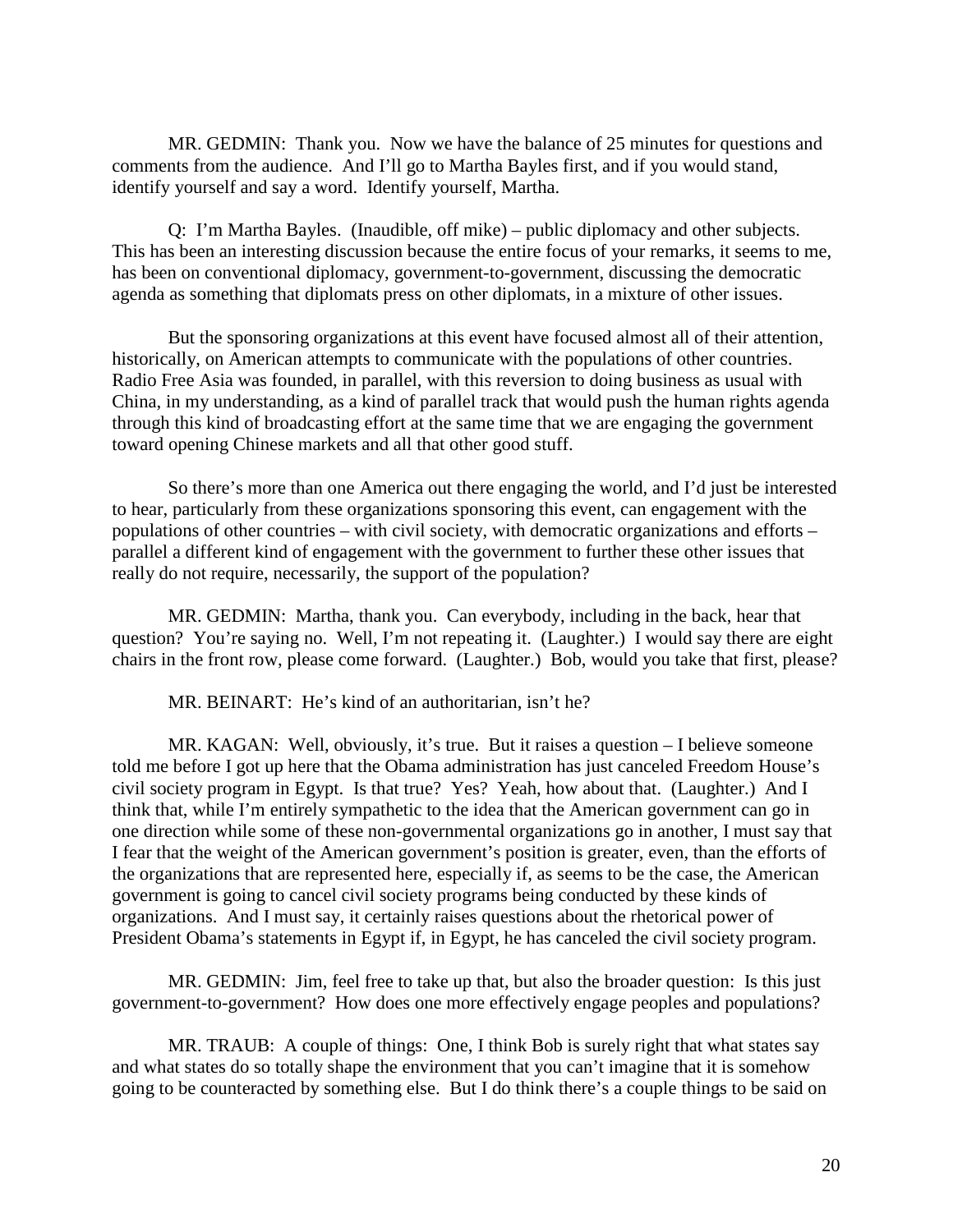MR. GEDMIN: Thank you. Now we have the balance of 25 minutes for questions and comments from the audience. And I'll go to Martha Bayles first, and if you would stand, identify yourself and say a word. Identify yourself, Martha.

Q: I'm Martha Bayles. (Inaudible, off mike) – public diplomacy and other subjects. This has been an interesting discussion because the entire focus of your remarks, it seems to me, has been on conventional diplomacy, government-to-government, discussing the democratic agenda as something that diplomats press on other diplomats, in a mixture of other issues.

But the sponsoring organizations at this event have focused almost all of their attention, historically, on American attempts to communicate with the populations of other countries. Radio Free Asia was founded, in parallel, with this reversion to doing business as usual with China, in my understanding, as a kind of parallel track that would push the human rights agenda through this kind of broadcasting effort at the same time that we are engaging the government toward opening Chinese markets and all that other good stuff.

So there's more than one America out there engaging the world, and I'd just be interested to hear, particularly from these organizations sponsoring this event, can engagement with the populations of other countries – with civil society, with democratic organizations and efforts – parallel a different kind of engagement with the government to further these other issues that really do not require, necessarily, the support of the population?

MR. GEDMIN: Martha, thank you. Can everybody, including in the back, hear that question? You're saying no. Well, I'm not repeating it. (Laughter.) I would say there are eight chairs in the front row, please come forward. (Laughter.) Bob, would you take that first, please?

MR. BEINART: He's kind of an authoritarian, isn't he?

MR. KAGAN: Well, obviously, it's true. But it raises a question – I believe someone told me before I got up here that the Obama administration has just canceled Freedom House's civil society program in Egypt. Is that true? Yes? Yeah, how about that. (Laughter.) And I think that, while I'm entirely sympathetic to the idea that the American government can go in one direction while some of these non-governmental organizations go in another, I must say that I fear that the weight of the American government's position is greater, even, than the efforts of the organizations that are represented here, especially if, as seems to be the case, the American government is going to cancel civil society programs being conducted by these kinds of organizations. And I must say, it certainly raises questions about the rhetorical power of President Obama's statements in Egypt if, in Egypt, he has canceled the civil society program.

MR. GEDMIN: Jim, feel free to take up that, but also the broader question: Is this just government-to-government? How does one more effectively engage peoples and populations?

MR. TRAUB: A couple of things: One, I think Bob is surely right that what states say and what states do so totally shape the environment that you can't imagine that it is somehow going to be counteracted by something else. But I do think there's a couple things to be said on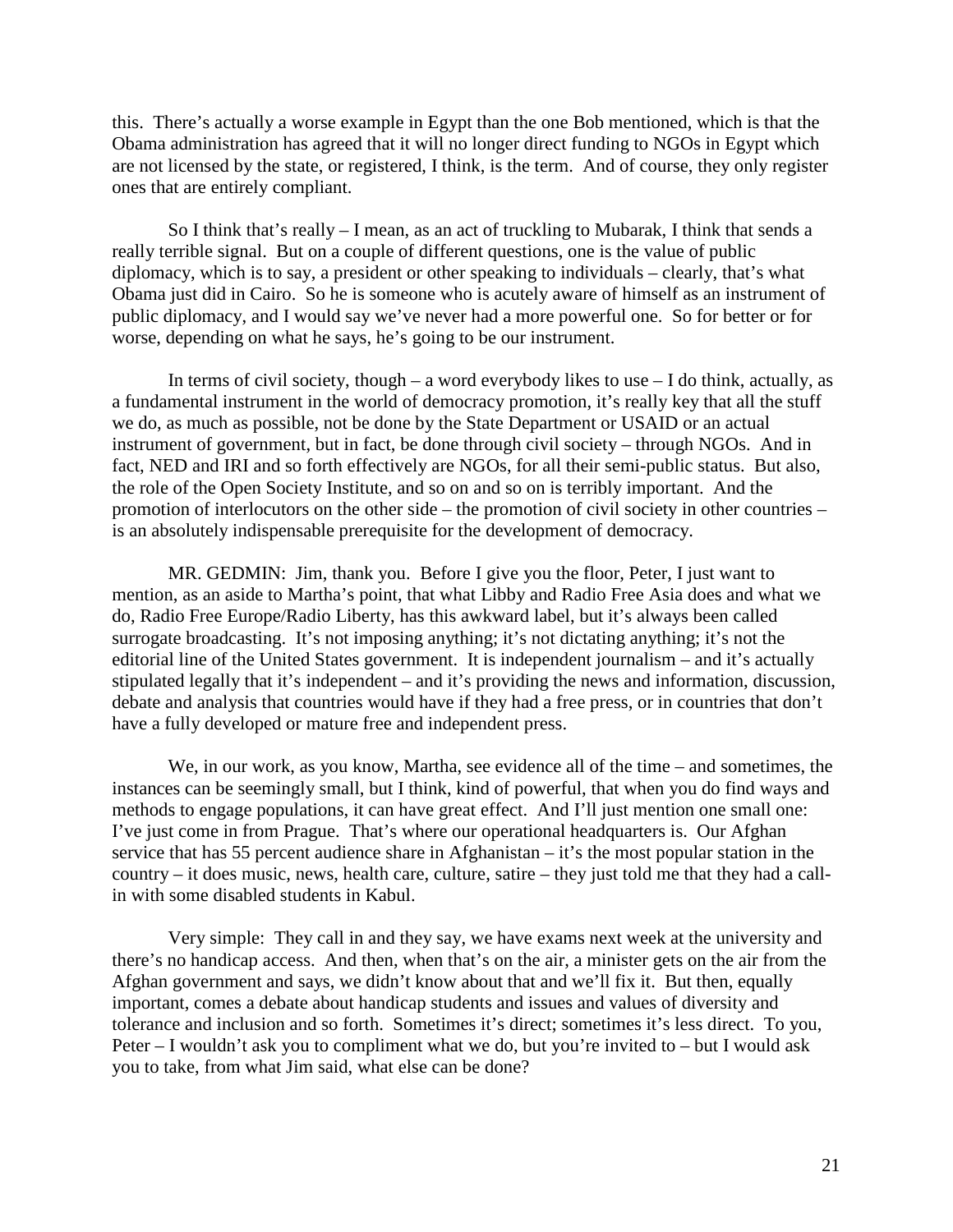this. There's actually a worse example in Egypt than the one Bob mentioned, which is that the Obama administration has agreed that it will no longer direct funding to NGOs in Egypt which are not licensed by the state, or registered, I think, is the term. And of course, they only register ones that are entirely compliant.

So I think that's really – I mean, as an act of truckling to Mubarak, I think that sends a really terrible signal. But on a couple of different questions, one is the value of public diplomacy, which is to say, a president or other speaking to individuals – clearly, that's what Obama just did in Cairo. So he is someone who is acutely aware of himself as an instrument of public diplomacy, and I would say we've never had a more powerful one. So for better or for worse, depending on what he says, he's going to be our instrument.

In terms of civil society, though – a word everybody likes to use – I do think, actually, as a fundamental instrument in the world of democracy promotion, it's really key that all the stuff we do, as much as possible, not be done by the State Department or USAID or an actual instrument of government, but in fact, be done through civil society – through NGOs. And in fact, NED and IRI and so forth effectively are NGOs, for all their semi-public status. But also, the role of the Open Society Institute, and so on and so on is terribly important. And the promotion of interlocutors on the other side – the promotion of civil society in other countries – is an absolutely indispensable prerequisite for the development of democracy.

MR. GEDMIN: Jim, thank you. Before I give you the floor, Peter, I just want to mention, as an aside to Martha's point, that what Libby and Radio Free Asia does and what we do, Radio Free Europe/Radio Liberty, has this awkward label, but it's always been called surrogate broadcasting. It's not imposing anything; it's not dictating anything; it's not the editorial line of the United States government. It is independent journalism – and it's actually stipulated legally that it's independent – and it's providing the news and information, discussion, debate and analysis that countries would have if they had a free press, or in countries that don't have a fully developed or mature free and independent press.

We, in our work, as you know, Martha, see evidence all of the time – and sometimes, the instances can be seemingly small, but I think, kind of powerful, that when you do find ways and methods to engage populations, it can have great effect. And I'll just mention one small one: I've just come in from Prague. That's where our operational headquarters is. Our Afghan service that has 55 percent audience share in Afghanistan – it's the most popular station in the country – it does music, news, health care, culture, satire – they just told me that they had a call-in with some disabled students in Kabul.

Very simple: They call in and they say, we have exams next week at the university and there's no handicap access. And then, when that's on the air, a minister gets on the air from the Afghan government and says, we didn't know about that and we'll fix it. But then, equally important, comes a debate about handicap students and issues and values of diversity and tolerance and inclusion and so forth. Sometimes it's direct; sometimes it's less direct. To you, Peter – I wouldn't ask you to compliment what we do, but you're invited to – but I would ask you to take, from what Jim said, what else can be done?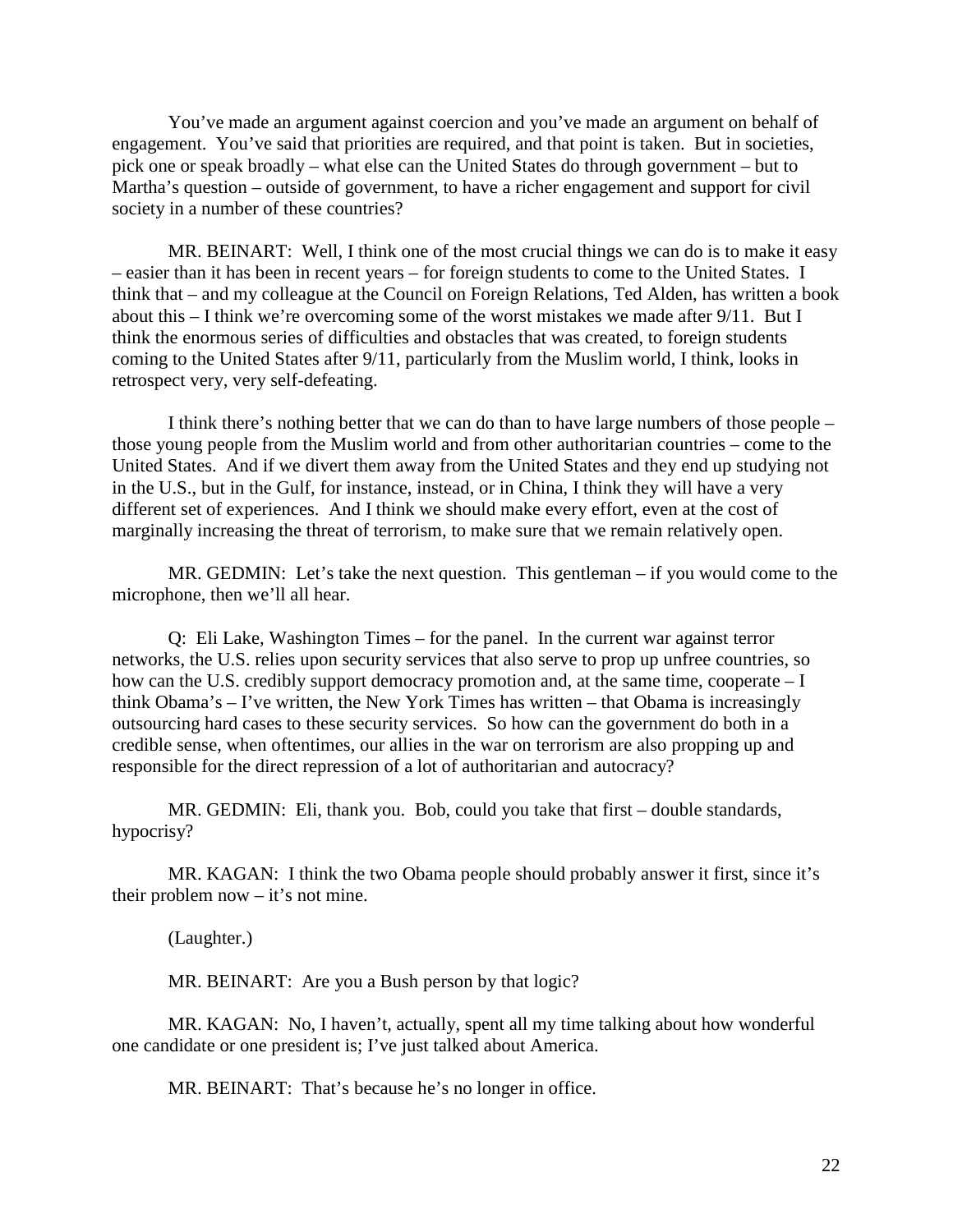You've made an argument against coercion and you've made an argument on behalf of engagement. You've said that priorities are required, and that point is taken. But in societies, pick one or speak broadly – what else can the United States do through government – but to Martha's question – outside of government, to have a richer engagement and support for civil society in a number of these countries?

MR. BEINART: Well, I think one of the most crucial things we can do is to make it easy – easier than it has been in recent years – for foreign students to come to the United States. I think that – and my colleague at the Council on Foreign Relations, Ted Alden, has written a book about this – I think we're overcoming some of the worst mistakes we made after 9/11. But I think the enormous series of difficulties and obstacles that was created, to foreign students coming to the United States after 9/11, particularly from the Muslim world, I think, looks in retrospect very, very self-defeating.

I think there's nothing better that we can do than to have large numbers of those people – those young people from the Muslim world and from other authoritarian countries – come to the United States. And if we divert them away from the United States and they end up studying not in the U.S., but in the Gulf, for instance, instead, or in China, I think they will have a very different set of experiences. And I think we should make every effort, even at the cost of marginally increasing the threat of terrorism, to make sure that we remain relatively open.

MR. GEDMIN: Let's take the next question. This gentleman – if you would come to the microphone, then we'll all hear.

Q: Eli Lake, Washington Times – for the panel. In the current war against terror networks, the U.S. relies upon security services that also serve to prop up unfree countries, so how can the U.S. credibly support democracy promotion and, at the same time, cooperate – I think Obama's – I've written, the New York Times has written – that Obama is increasingly outsourcing hard cases to these security services. So how can the government do both in a credible sense, when oftentimes, our allies in the war on terrorism are also propping up and responsible for the direct repression of a lot of authoritarian and autocracy?

MR. GEDMIN: Eli, thank you. Bob, could you take that first – double standards, hypocrisy?

MR. KAGAN: I think the two Obama people should probably answer it first, since it's their problem now – it's not mine.

(Laughter.)

MR. BEINART: Are you a Bush person by that logic?

MR. KAGAN: No, I haven't, actually, spent all my time talking about how wonderful one candidate or one president is; I've just talked about America.

MR. BEINART: That's because he's no longer in office.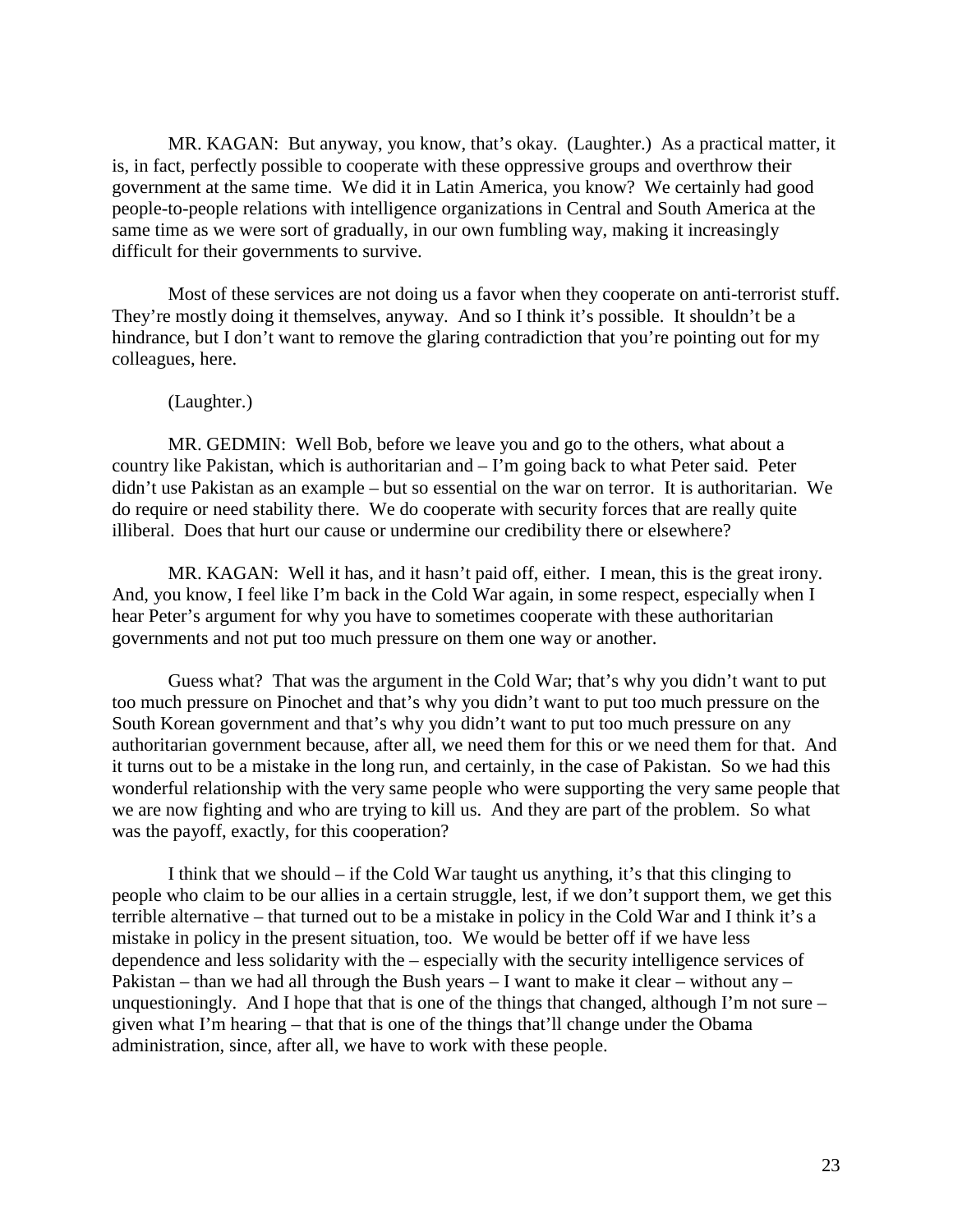MR. KAGAN: But anyway, you know, that's okay. (Laughter.) As a practical matter, it is, in fact, perfectly possible to cooperate with these oppressive groups and overthrow their government at the same time. We did it in Latin America, you know? We certainly had good people-to-people relations with intelligence organizations in Central and South America at the same time as we were sort of gradually, in our own fumbling way, making it increasingly difficult for their governments to survive.

Most of these services are not doing us a favor when they cooperate on anti-terrorist stuff. They're mostly doing it themselves, anyway. And so I think it's possible. It shouldn't be a hindrance, but I don't want to remove the glaring contradiction that you're pointing out for my colleagues, here.

(Laughter.)

MR. GEDMIN: Well Bob, before we leave you and go to the others, what about a country like Pakistan, which is authoritarian and – I'm going back to what Peter said. Peter didn't use Pakistan as an example – but so essential on the war on terror. It is authoritarian. We do require or need stability there. We do cooperate with security forces that are really quite illiberal. Does that hurt our cause or undermine our credibility there or elsewhere?

MR. KAGAN: Well it has, and it hasn't paid off, either. I mean, this is the great irony. And, you know, I feel like I'm back in the Cold War again, in some respect, especially when I hear Peter's argument for why you have to sometimes cooperate with these authoritarian governments and not put too much pressure on them one way or another.

Guess what? That was the argument in the Cold War; that's why you didn't want to put too much pressure on Pinochet and that's why you didn't want to put too much pressure on the South Korean government and that's why you didn't want to put too much pressure on any authoritarian government because, after all, we need them for this or we need them for that. And it turns out to be a mistake in the long run, and certainly, in the case of Pakistan. So we had this wonderful relationship with the very same people who were supporting the very same people that we are now fighting and who are trying to kill us. And they are part of the problem. So what was the payoff, exactly, for this cooperation?

I think that we should – if the Cold War taught us anything, it's that this clinging to people who claim to be our allies in a certain struggle, lest, if we don't support them, we get this terrible alternative – that turned out to be a mistake in policy in the Cold War and I think it's a mistake in policy in the present situation, too. We would be better off if we have less dependence and less solidarity with the – especially with the security intelligence services of Pakistan – than we had all through the Bush years – I want to make it clear – without any – unquestioningly. And I hope that that is one of the things that changed, although I'm not sure – given what I'm hearing – that that is one of the things that'll change under the Obama administration, since, after all, we have to work with these people.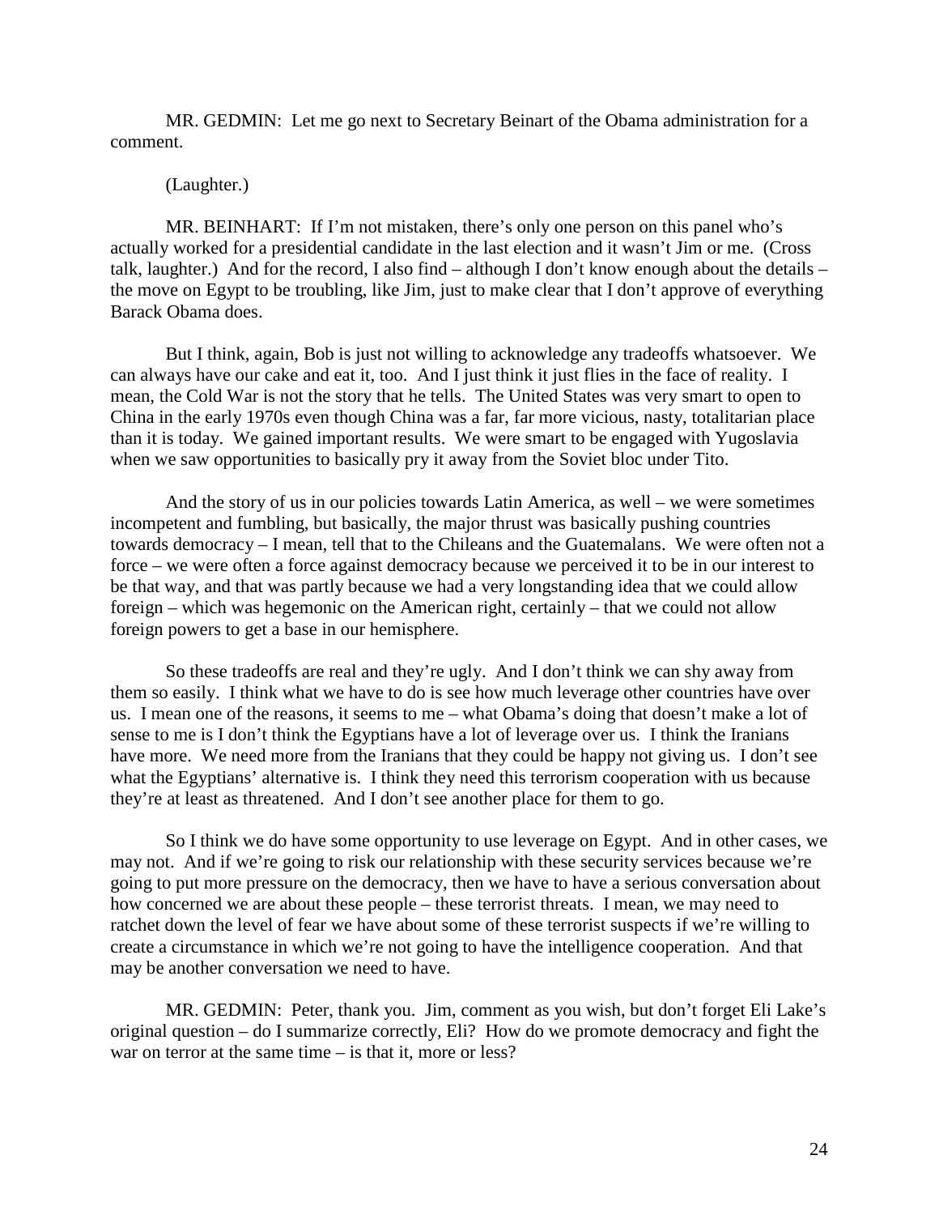MR. GEDMIN: Let me go next to Secretary Beinart of the Obama administration for a comment.

(Laughter.)

MR. BEINHART: If I'm not mistaken, there's only one person on this panel who's actually worked for a presidential candidate in the last election and it wasn't Jim or me. (Cross talk, laughter.) And for the record, I also find – although I don't know enough about the details – the move on Egypt to be troubling, like Jim, just to make clear that I don't approve of everything Barack Obama does.

But I think, again, Bob is just not willing to acknowledge any tradeoffs whatsoever. We can always have our cake and eat it, too. And I just think it just flies in the face of reality. I mean, the Cold War is not the story that he tells. The United States was very smart to open to China in the early 1970s even though China was a far, far more vicious, nasty, totalitarian place than it is today. We gained important results. We were smart to be engaged with Yugoslavia when we saw opportunities to basically pry it away from the Soviet bloc under Tito.

And the story of us in our policies towards Latin America, as well – we were sometimes incompetent and fumbling, but basically, the major thrust was basically pushing countries towards democracy – I mean, tell that to the Chileans and the Guatemalans. We were often not a force – we were often a force against democracy because we perceived it to be in our interest to be that way, and that was partly because we had a very longstanding idea that we could allow foreign – which was hegemonic on the American right, certainly – that we could not allow foreign powers to get a base in our hemisphere.

So these tradeoffs are real and they're ugly. And I don't think we can shy away from them so easily. I think what we have to do is see how much leverage other countries have over us. I mean one of the reasons, it seems to me – what Obama's doing that doesn't make a lot of sense to me is I don't think the Egyptians have a lot of leverage over us. I think the Iranians have more. We need more from the Iranians that they could be happy not giving us. I don't see what the Egyptians' alternative is. I think they need this terrorism cooperation with us because they're at least as threatened. And I don't see another place for them to go.

So I think we do have some opportunity to use leverage on Egypt. And in other cases, we may not. And if we're going to risk our relationship with these security services because we're going to put more pressure on the democracy, then we have to have a serious conversation about how concerned we are about these people – these terrorist threats. I mean, we may need to ratchet down the level of fear we have about some of these terrorist suspects if we're willing to create a circumstance in which we're not going to have the intelligence cooperation. And that may be another conversation we need to have.

MR. GEDMIN: Peter, thank you. Jim, comment as you wish, but don't forget Eli Lake's original question – do I summarize correctly, Eli? How do we promote democracy and fight the war on terror at the same time – is that it, more or less?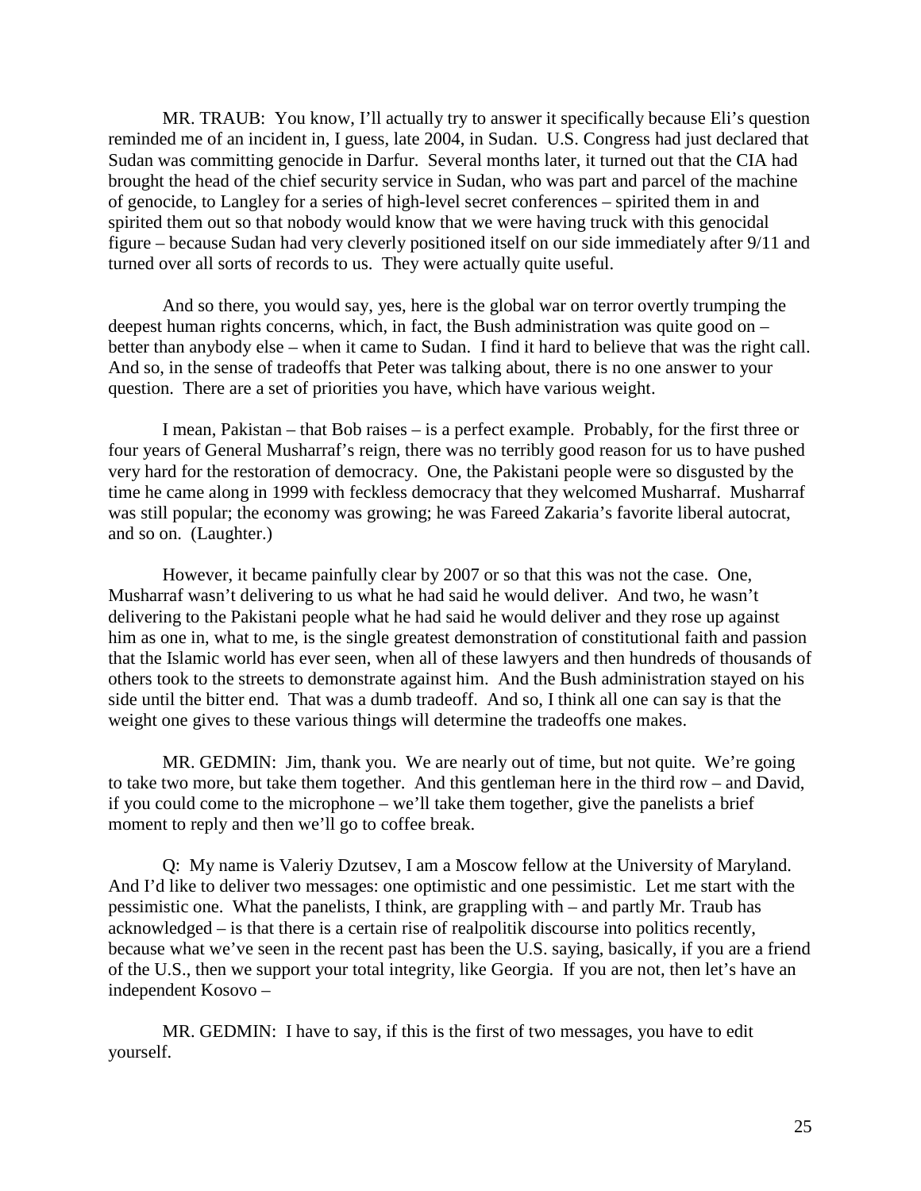MR. TRAUB: You know, I'll actually try to answer it specifically because Eli's question reminded me of an incident in, I guess, late 2004, in Sudan. U.S. Congress had just declared that Sudan was committing genocide in Darfur. Several months later, it turned out that the CIA had brought the head of the chief security service in Sudan, who was part and parcel of the machine of genocide, to Langley for a series of high-level secret conferences – spirited them in and spirited them out so that nobody would know that we were having truck with this genocidal figure – because Sudan had very cleverly positioned itself on our side immediately after 9/11 and turned over all sorts of records to us. They were actually quite useful.

And so there, you would say, yes, here is the global war on terror overtly trumping the deepest human rights concerns, which, in fact, the Bush administration was quite good on – better than anybody else – when it came to Sudan. I find it hard to believe that was the right call. And so, in the sense of tradeoffs that Peter was talking about, there is no one answer to your question. There are a set of priorities you have, which have various weight.

I mean, Pakistan – that Bob raises – is a perfect example. Probably, for the first three or four years of General Musharraf's reign, there was no terribly good reason for us to have pushed very hard for the restoration of democracy. One, the Pakistani people were so disgusted by the time he came along in 1999 with feckless democracy that they welcomed Musharraf. Musharraf was still popular; the economy was growing; he was Fareed Zakaria's favorite liberal autocrat, and so on. (Laughter.)

However, it became painfully clear by 2007 or so that this was not the case. One, Musharraf wasn't delivering to us what he had said he would deliver. And two, he wasn't delivering to the Pakistani people what he had said he would deliver and they rose up against him as one in, what to me, is the single greatest demonstration of constitutional faith and passion that the Islamic world has ever seen, when all of these lawyers and then hundreds of thousands of others took to the streets to demonstrate against him. And the Bush administration stayed on his side until the bitter end. That was a dumb tradeoff. And so, I think all one can say is that the weight one gives to these various things will determine the tradeoffs one makes.

MR. GEDMIN: Jim, thank you. We are nearly out of time, but not quite. We're going to take two more, but take them together. And this gentleman here in the third row – and David, if you could come to the microphone – we'll take them together, give the panelists a brief moment to reply and then we'll go to coffee break.

Q: My name is Valeriy Dzutsev, I am a Moscow fellow at the University of Maryland. And I'd like to deliver two messages: one optimistic and one pessimistic. Let me start with the pessimistic one. What the panelists, I think, are grappling with – and partly Mr. Traub has acknowledged – is that there is a certain rise of realpolitik discourse into politics recently, because what we've seen in the recent past has been the U.S. saying, basically, if you are a friend of the U.S., then we support your total integrity, like Georgia. If you are not, then let's have an independent Kosovo –

MR. GEDMIN: I have to say, if this is the first of two messages, you have to edit yourself.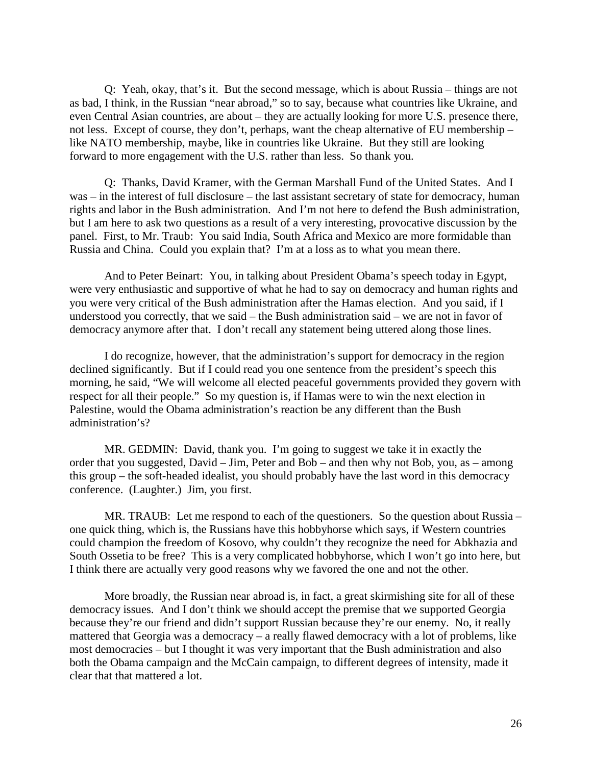Q: Yeah, okay, that's it. But the second message, which is about Russia – things are not as bad, I think, in the Russian "near abroad," so to say, because what countries like Ukraine, and even Central Asian countries, are about – they are actually looking for more U.S. presence there, not less. Except of course, they don't, perhaps, want the cheap alternative of EU membership – like NATO membership, maybe, like in countries like Ukraine. But they still are looking forward to more engagement with the U.S. rather than less. So thank you.

Q: Thanks, David Kramer, with the German Marshall Fund of the United States. And I was – in the interest of full disclosure – the last assistant secretary of state for democracy, human rights and labor in the Bush administration. And I'm not here to defend the Bush administration, but I am here to ask two questions as a result of a very interesting, provocative discussion by the panel. First, to Mr. Traub: You said India, South Africa and Mexico are more formidable than Russia and China. Could you explain that? I'm at a loss as to what you mean there.

And to Peter Beinart: You, in talking about President Obama's speech today in Egypt, were very enthusiastic and supportive of what he had to say on democracy and human rights and you were very critical of the Bush administration after the Hamas election. And you said, if I understood you correctly, that we said – the Bush administration said – we are not in favor of democracy anymore after that. I don't recall any statement being uttered along those lines.

I do recognize, however, that the administration's support for democracy in the region declined significantly. But if I could read you one sentence from the president's speech this morning, he said, "We will welcome all elected peaceful governments provided they govern with respect for all their people." So my question is, if Hamas were to win the next election in Palestine, would the Obama administration's reaction be any different than the Bush administration's?

MR. GEDMIN: David, thank you. I'm going to suggest we take it in exactly the order that you suggested, David – Jim, Peter and Bob – and then why not Bob, you, as – among this group – the soft-headed idealist, you should probably have the last word in this democracy conference. (Laughter.) Jim, you first.

MR. TRAUB: Let me respond to each of the questioners. So the question about Russia – one quick thing, which is, the Russians have this hobbyhorse which says, if Western countries could champion the freedom of Kosovo, why couldn't they recognize the need for Abkhazia and South Ossetia to be free? This is a very complicated hobbyhorse, which I won't go into here, but I think there are actually very good reasons why we favored the one and not the other.

More broadly, the Russian near abroad is, in fact, a great skirmishing site for all of these democracy issues. And I don't think we should accept the premise that we supported Georgia because they're our friend and didn't support Russian because they're our enemy. No, it really mattered that Georgia was a democracy – a really flawed democracy with a lot of problems, like most democracies – but I thought it was very important that the Bush administration and also both the Obama campaign and the McCain campaign, to different degrees of intensity, made it clear that that mattered a lot.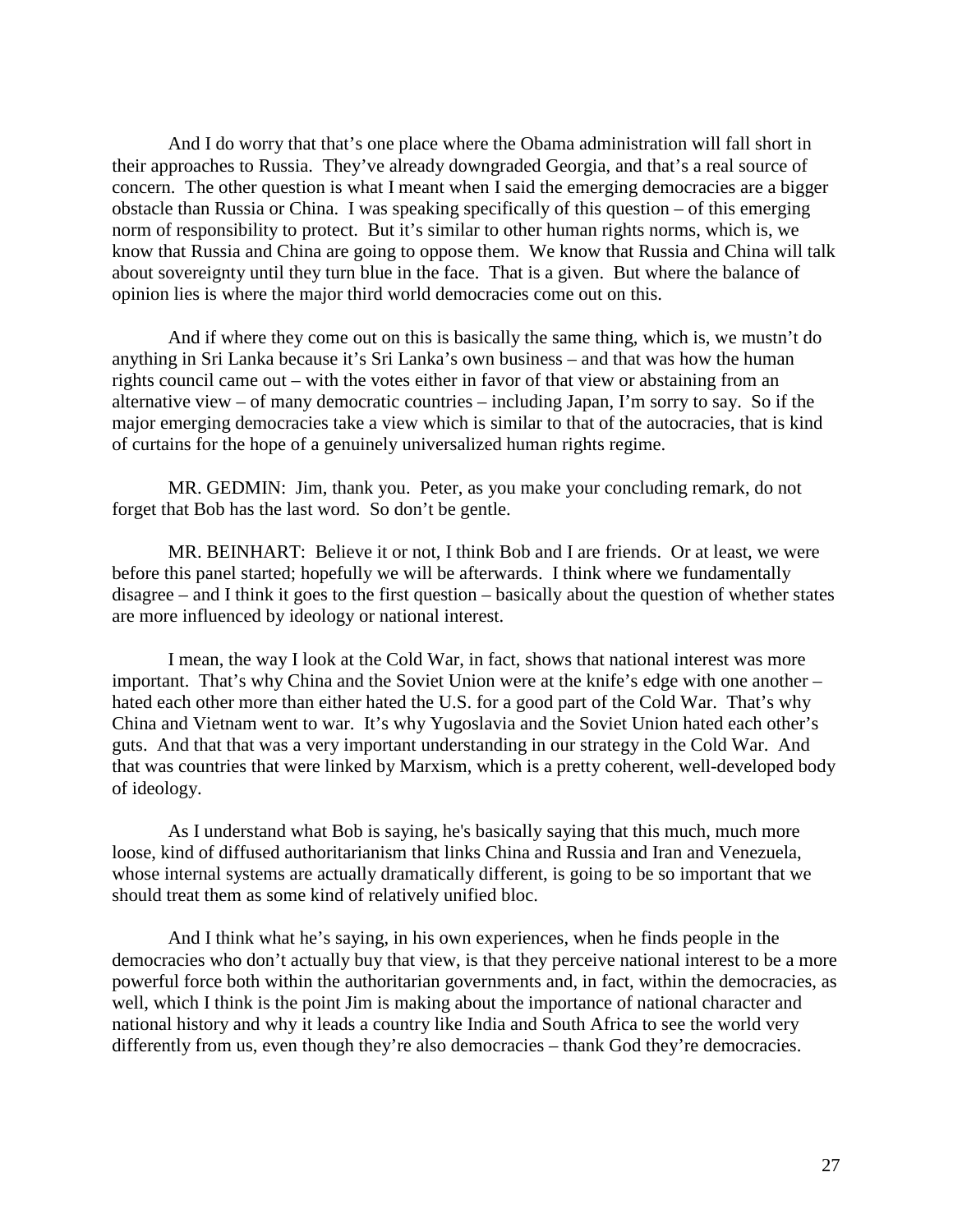And I do worry that that's one place where the Obama administration will fall short in their approaches to Russia. They've already downgraded Georgia, and that's a real source of concern. The other question is what I meant when I said the emerging democracies are a bigger obstacle than Russia or China. I was speaking specifically of this question – of this emerging norm of responsibility to protect. But it's similar to other human rights norms, which is, we know that Russia and China are going to oppose them. We know that Russia and China will talk about sovereignty until they turn blue in the face. That is a given. But where the balance of opinion lies is where the major third world democracies come out on this.

And if where they come out on this is basically the same thing, which is, we mustn't do anything in Sri Lanka because it's Sri Lanka's own business – and that was how the human rights council came out – with the votes either in favor of that view or abstaining from an alternative view – of many democratic countries – including Japan, I'm sorry to say. So if the major emerging democracies take a view which is similar to that of the autocracies, that is kind of curtains for the hope of a genuinely universalized human rights regime.

MR. GEDMIN: Jim, thank you. Peter, as you make your concluding remark, do not forget that Bob has the last word. So don't be gentle.

MR. BEINHART: Believe it or not, I think Bob and I are friends. Or at least, we were before this panel started; hopefully we will be afterwards. I think where we fundamentally disagree – and I think it goes to the first question – basically about the question of whether states are more influenced by ideology or national interest.

I mean, the way I look at the Cold War, in fact, shows that national interest was more important. That's why China and the Soviet Union were at the knife's edge with one another – hated each other more than either hated the U.S. for a good part of the Cold War. That's why China and Vietnam went to war. It's why Yugoslavia and the Soviet Union hated each other's guts. And that that was a very important understanding in our strategy in the Cold War. And that was countries that were linked by Marxism, which is a pretty coherent, well-developed body of ideology.

As I understand what Bob is saying, he's basically saying that this much, much more loose, kind of diffused authoritarianism that links China and Russia and Iran and Venezuela, whose internal systems are actually dramatically different, is going to be so important that we should treat them as some kind of relatively unified bloc.

And I think what he's saying, in his own experiences, when he finds people in the democracies who don't actually buy that view, is that they perceive national interest to be a more powerful force both within the authoritarian governments and, in fact, within the democracies, as well, which I think is the point Jim is making about the importance of national character and national history and why it leads a country like India and South Africa to see the world very differently from us, even though they're also democracies – thank God they're democracies.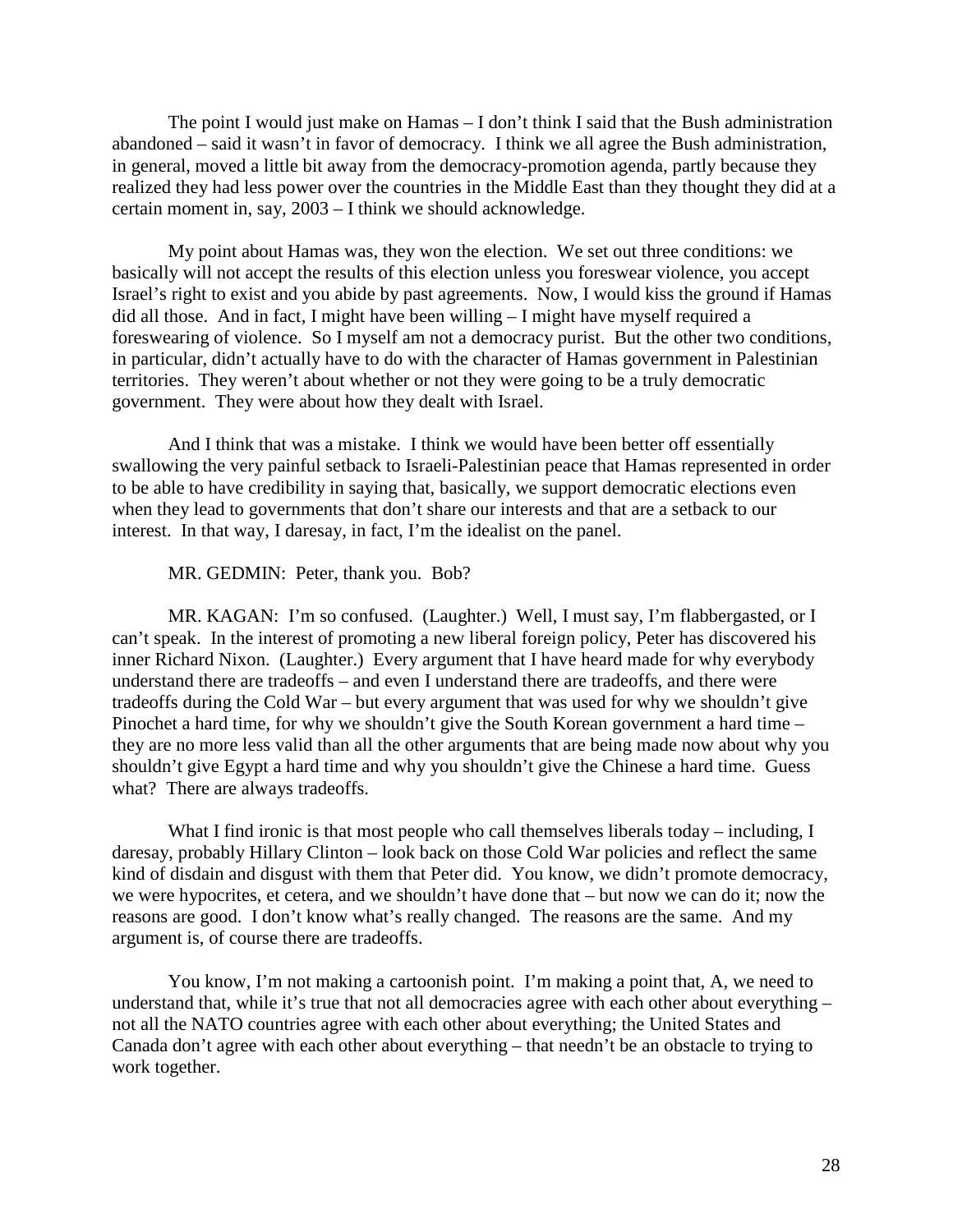The point I would just make on Hamas – I don't think I said that the Bush administration abandoned – said it wasn't in favor of democracy. I think we all agree the Bush administration, in general, moved a little bit away from the democracy-promotion agenda, partly because they realized they had less power over the countries in the Middle East than they thought they did at a certain moment in, say, 2003 – I think we should acknowledge.

My point about Hamas was, they won the election. We set out three conditions: we basically will not accept the results of this election unless you foreswear violence, you accept Israel's right to exist and you abide by past agreements. Now, I would kiss the ground if Hamas did all those. And in fact, I might have been willing – I might have myself required a foreswearing of violence. So I myself am not a democracy purist. But the other two conditions, in particular, didn't actually have to do with the character of Hamas government in Palestinian territories. They weren't about whether or not they were going to be a truly democratic government. They were about how they dealt with Israel.

And I think that was a mistake. I think we would have been better off essentially swallowing the very painful setback to Israeli-Palestinian peace that Hamas represented in order to be able to have credibility in saying that, basically, we support democratic elections even when they lead to governments that don't share our interests and that are a setback to our interest. In that way, I daresay, in fact, I'm the idealist on the panel.

MR. GEDMIN: Peter, thank you. Bob?

MR. KAGAN: I'm so confused. (Laughter.) Well, I must say, I'm flabbergasted, or I can't speak. In the interest of promoting a new liberal foreign policy, Peter has discovered his inner Richard Nixon. (Laughter.) Every argument that I have heard made for why everybody understand there are tradeoffs – and even I understand there are tradeoffs, and there were tradeoffs during the Cold War – but every argument that was used for why we shouldn't give Pinochet a hard time, for why we shouldn't give the South Korean government a hard time – they are no more less valid than all the other arguments that are being made now about why you shouldn't give Egypt a hard time and why you shouldn't give the Chinese a hard time. Guess what? There are always tradeoffs.

What I find ironic is that most people who call themselves liberals today – including, I daresay, probably Hillary Clinton – look back on those Cold War policies and reflect the same kind of disdain and disgust with them that Peter did. You know, we didn't promote democracy, we were hypocrites, et cetera, and we shouldn't have done that – but now we can do it; now the reasons are good. I don't know what's really changed. The reasons are the same. And my argument is, of course there are tradeoffs.

You know, I'm not making a cartoonish point. I'm making a point that, A, we need to understand that, while it's true that not all democracies agree with each other about everything – not all the NATO countries agree with each other about everything; the United States and Canada don't agree with each other about everything – that needn't be an obstacle to trying to work together.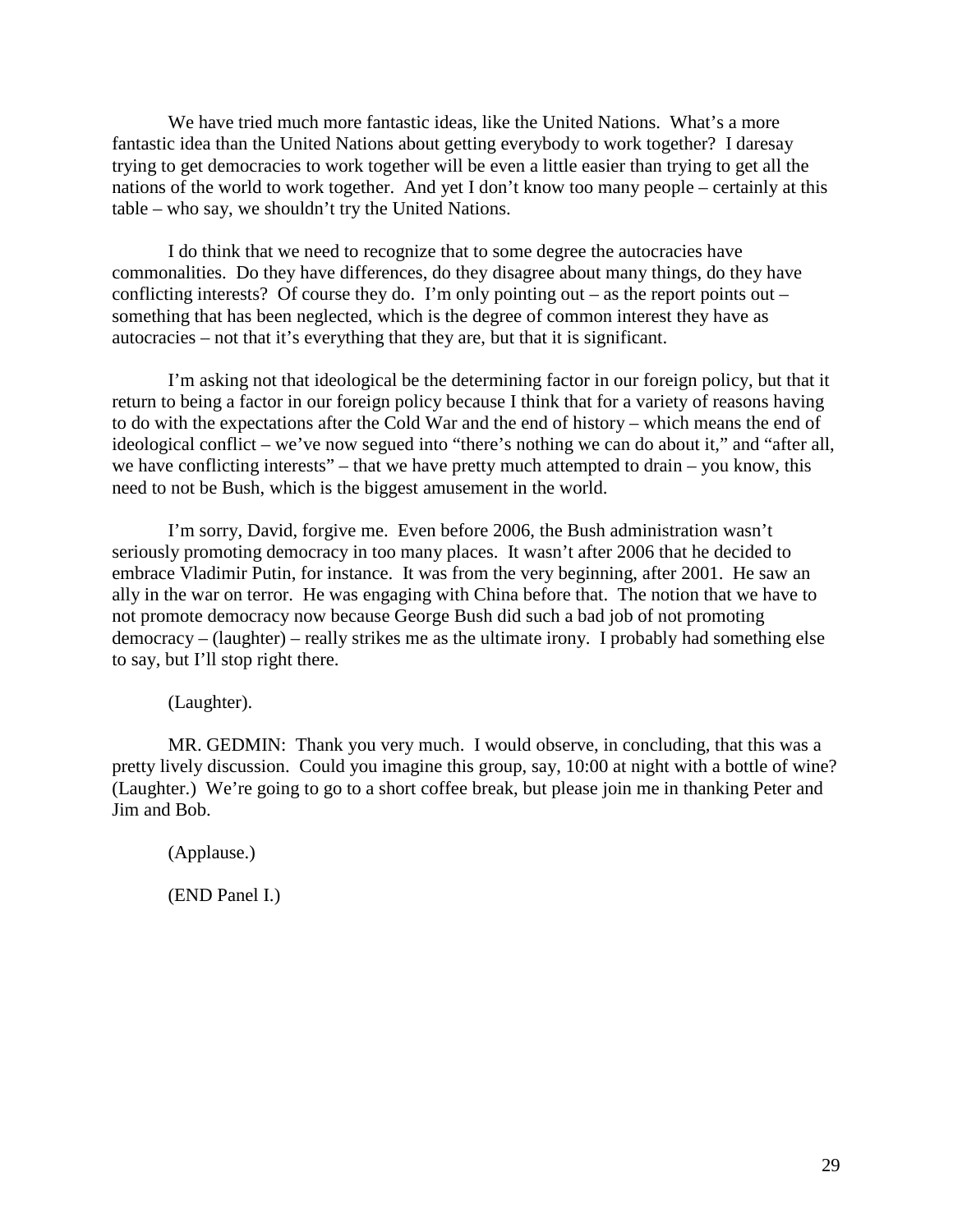We have tried much more fantastic ideas, like the United Nations. What's a more fantastic idea than the United Nations about getting everybody to work together? I daresay trying to get democracies to work together will be even a little easier than trying to get all the nations of the world to work together. And yet I don't know too many people – certainly at this table – who say, we shouldn't try the United Nations.

I do think that we need to recognize that to some degree the autocracies have commonalities. Do they have differences, do they disagree about many things, do they have conflicting interests? Of course they do. I'm only pointing out – as the report points out – something that has been neglected, which is the degree of common interest they have as autocracies – not that it's everything that they are, but that it is significant.

I'm asking not that ideological be the determining factor in our foreign policy, but that it return to being a factor in our foreign policy because I think that for a variety of reasons having to do with the expectations after the Cold War and the end of history – which means the end of ideological conflict – we've now segued into "there's nothing we can do about it," and "after all, we have conflicting interests" – that we have pretty much attempted to drain – you know, this need to not be Bush, which is the biggest amusement in the world.

I'm sorry, David, forgive me. Even before 2006, the Bush administration wasn't seriously promoting democracy in too many places. It wasn't after 2006 that he decided to embrace Vladimir Putin, for instance. It was from the very beginning, after 2001. He saw an ally in the war on terror. He was engaging with China before that. The notion that we have to not promote democracy now because George Bush did such a bad job of not promoting democracy – (laughter) – really strikes me as the ultimate irony. I probably had something else to say, but I'll stop right there.

(Laughter).

MR. GEDMIN: Thank you very much. I would observe, in concluding, that this was a pretty lively discussion. Could you imagine this group, say, 10:00 at night with a bottle of wine? (Laughter.) We're going to go to a short coffee break, but please join me in thanking Peter and Jim and Bob.

(Applause.)

(END Panel I.)